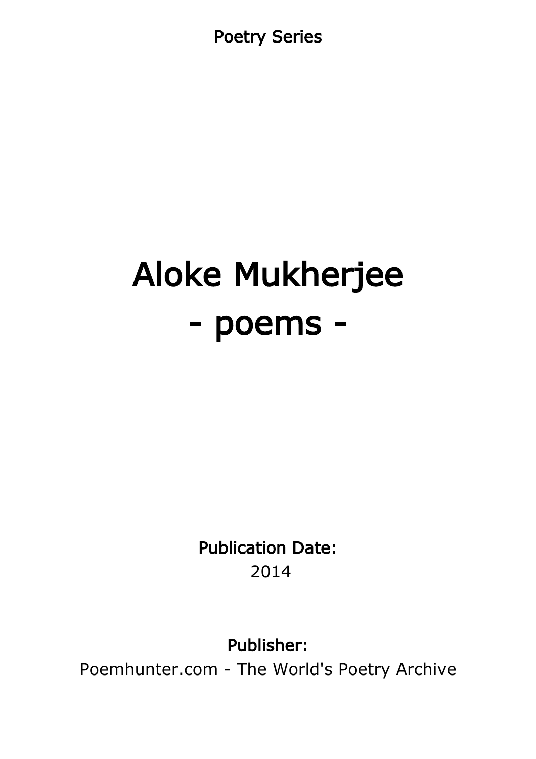Poetry Series

# Aloke Mukherjee
# - poems -

**Publication Date:**
2014

**Publisher:**
Poemhunter.com - The World's Poetry Archive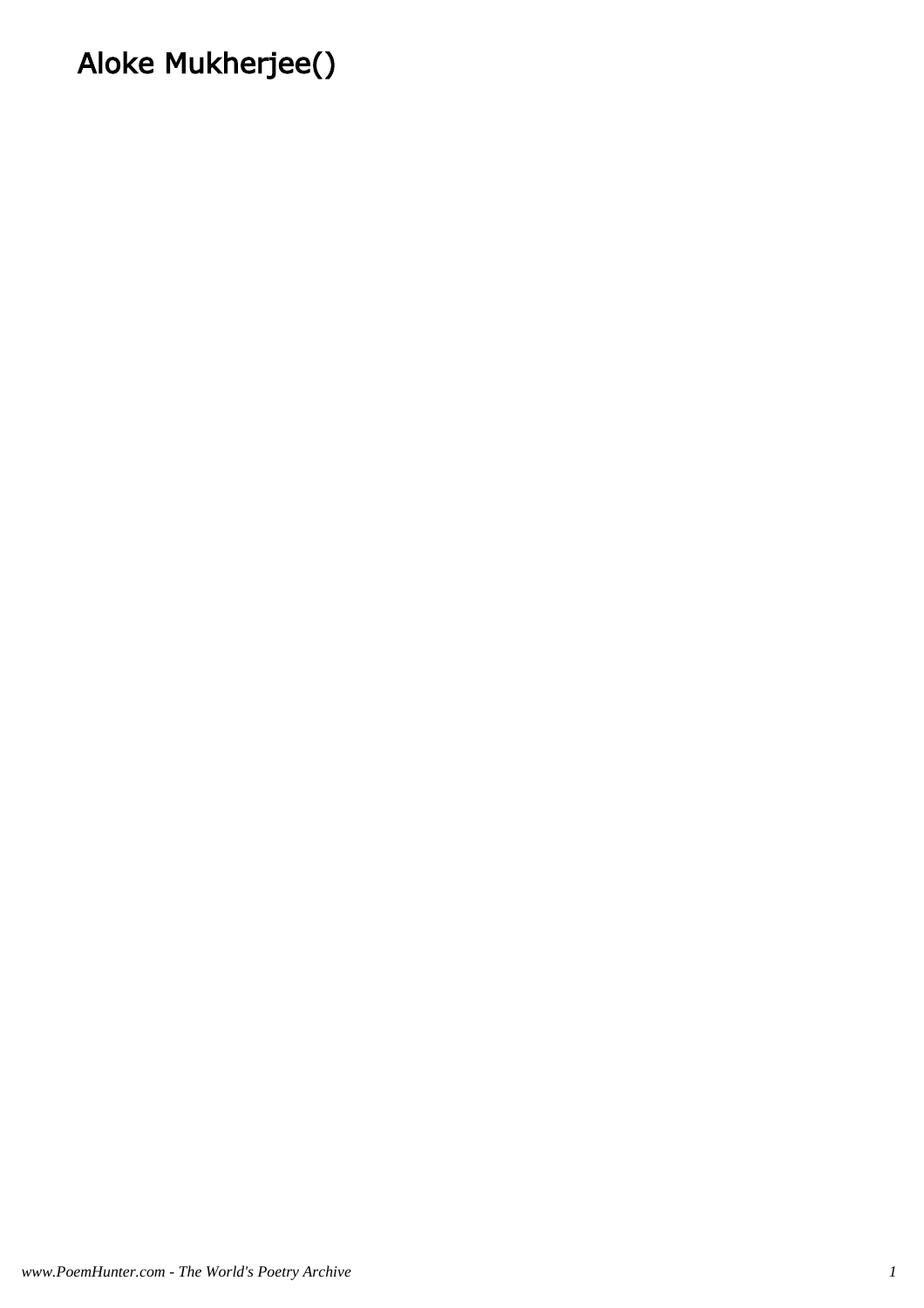# Aloke Mukherjee()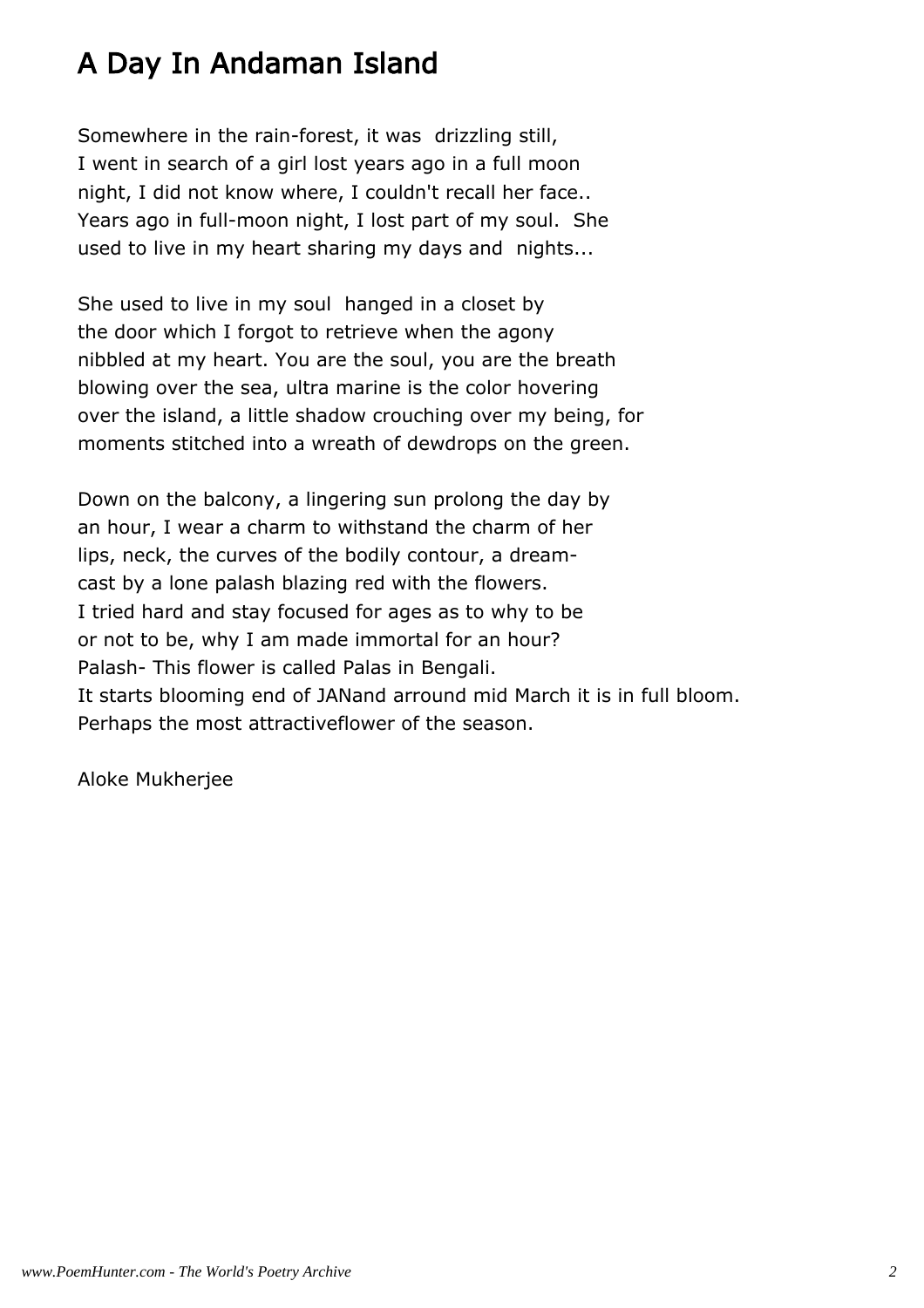# A Day In Andaman Island

Somewhere in the rain-forest, it was drizzling still,
I went in search of a girl lost years ago in a full moon
night, I did not know where, I couldn't recall her face..
Years ago in full-moon night, I lost part of my soul. She
used to live in my heart sharing my days and nights...

She used to live in my soul hanged in a closet by
the door which I forgot to retrieve when the agony
nibbled at my heart. You are the soul, you are the breath
blowing over the sea, ultra marine is the color hovering
over the island, a little shadow crouching over my being, for
moments stitched into a wreath of dewdrops on the green.

Down on the balcony, a lingering sun prolong the day by
an hour, I wear a charm to withstand the charm of her
lips, neck, the curves of the bodily contour, a dream-
cast by a lone palash blazing red with the flowers.
I tried hard and stay focused for ages as to why to be
or not to be, why I am made immortal for an hour?
Palash- This flower is called Palas in Bengali.
It starts blooming end of JANand arround mid March it is in full bloom.
Perhaps the most attractiveflower of the season.

Aloke Mukherjee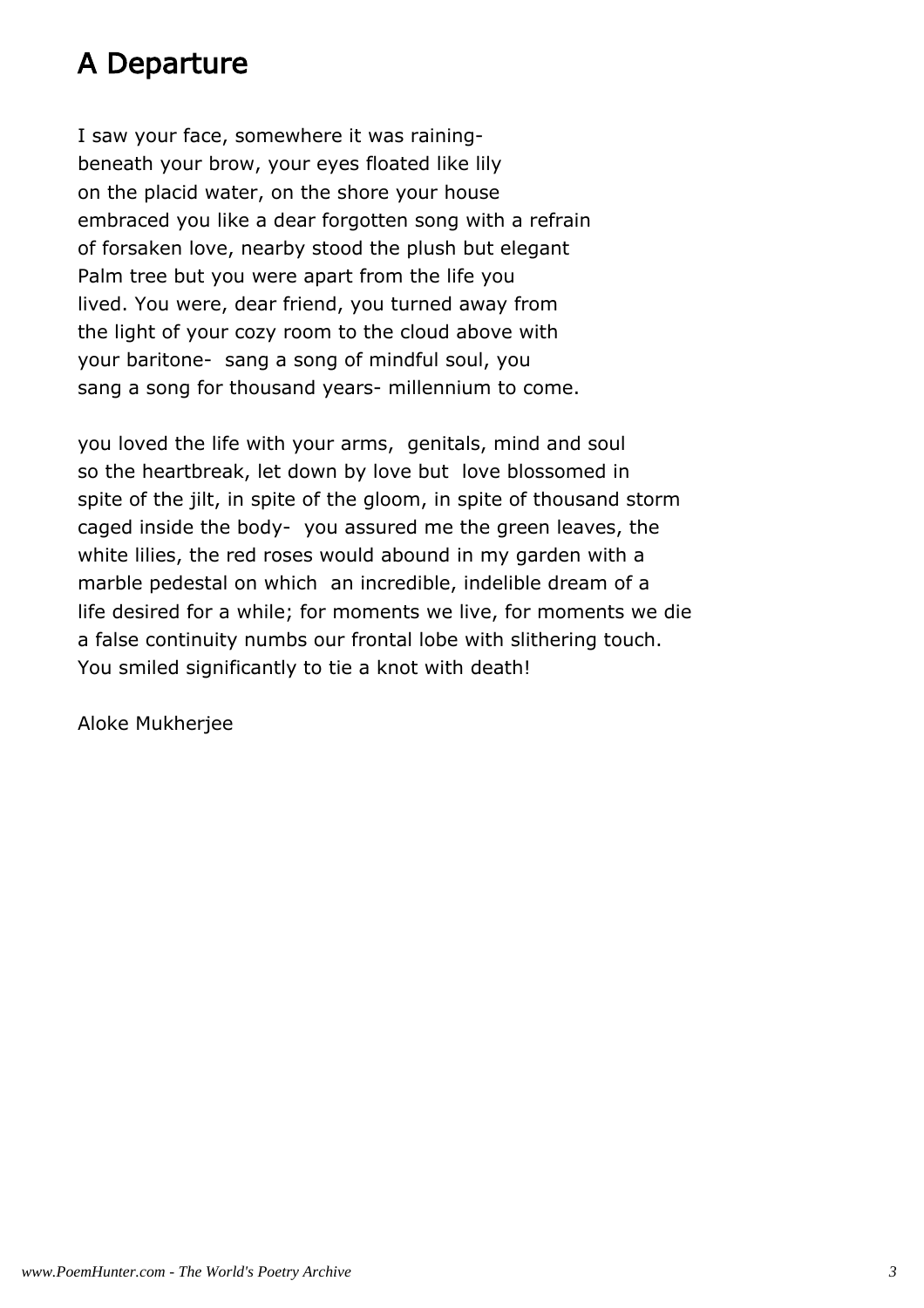# A Departure

I saw your face, somewhere it was raining-
beneath your brow, your eyes floated like lily
on the placid water, on the shore your house
embraced you like a dear forgotten song with a refrain
of forsaken love, nearby stood the plush but elegant
Palm tree but you were apart from the life you
lived. You were, dear friend, you turned away from
the light of your cozy room to the cloud above with
your baritone-  sang a song of mindful soul, you
sang a song for thousand years- millennium to come.

you loved the life with your arms,  genitals, mind and soul
so the heartbreak, let down by love but  love blossomed in
spite of the jilt, in spite of the gloom, in spite of thousand storm
caged inside the body-  you assured me the green leaves, the
white lilies, the red roses would abound in my garden with a
marble pedestal on which  an incredible, indelible dream of a
life desired for a while; for moments we live, for moments we die
a false continuity numbs our frontal lobe with slithering touch.
You smiled significantly to tie a knot with death!

Aloke Mukherjee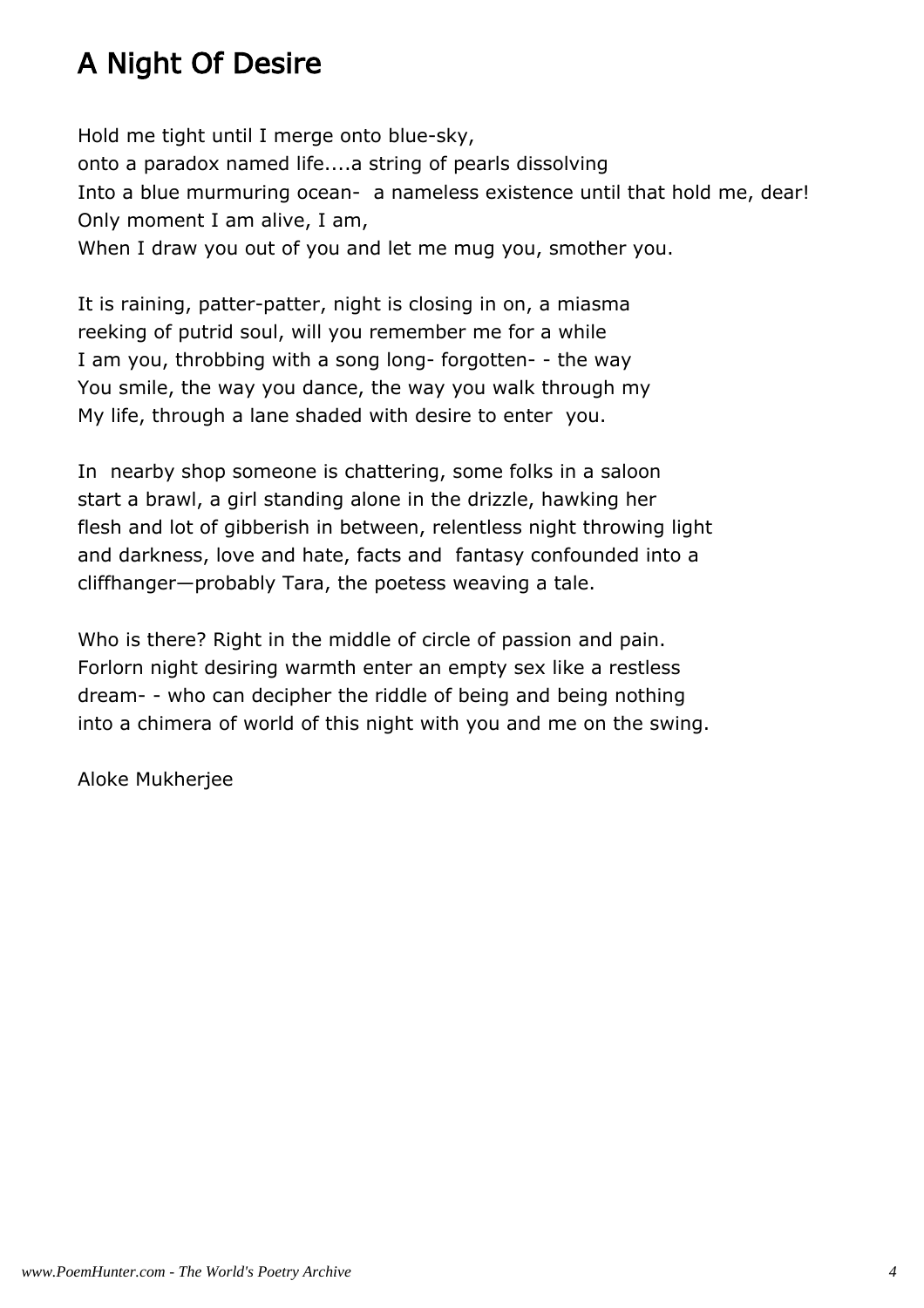# A Night Of Desire

Hold me tight until I merge onto blue-sky,  
onto a paradox named life....a string of pearls dissolving  
Into a blue murmuring ocean-  a nameless existence until that hold me, dear!  
Only moment I am alive, I am,  
When I draw you out of you and let me mug you, smother you.

It is raining, patter-patter, night is closing in on, a miasma  
reeking of putrid soul, will you remember me for a while  
I am you, throbbing with a song long- forgotten- - the way  
You smile, the way you dance, the way you walk through my  
My life, through a lane shaded with desire to enter  you.

In  nearby shop someone is chattering, some folks in a saloon  
start a brawl, a girl standing alone in the drizzle, hawking her  
flesh and lot of gibberish in between, relentless night throwing light  
and darkness, love and hate, facts and  fantasy confounded into a  
cliffhanger—probably Tara, the poetess weaving a tale.

Who is there? Right in the middle of circle of passion and pain.  
Forlorn night desiring warmth enter an empty sex like a restless  
dream- - who can decipher the riddle of being and being nothing  
into a chimera of world of this night with you and me on the swing.

Aloke Mukherjee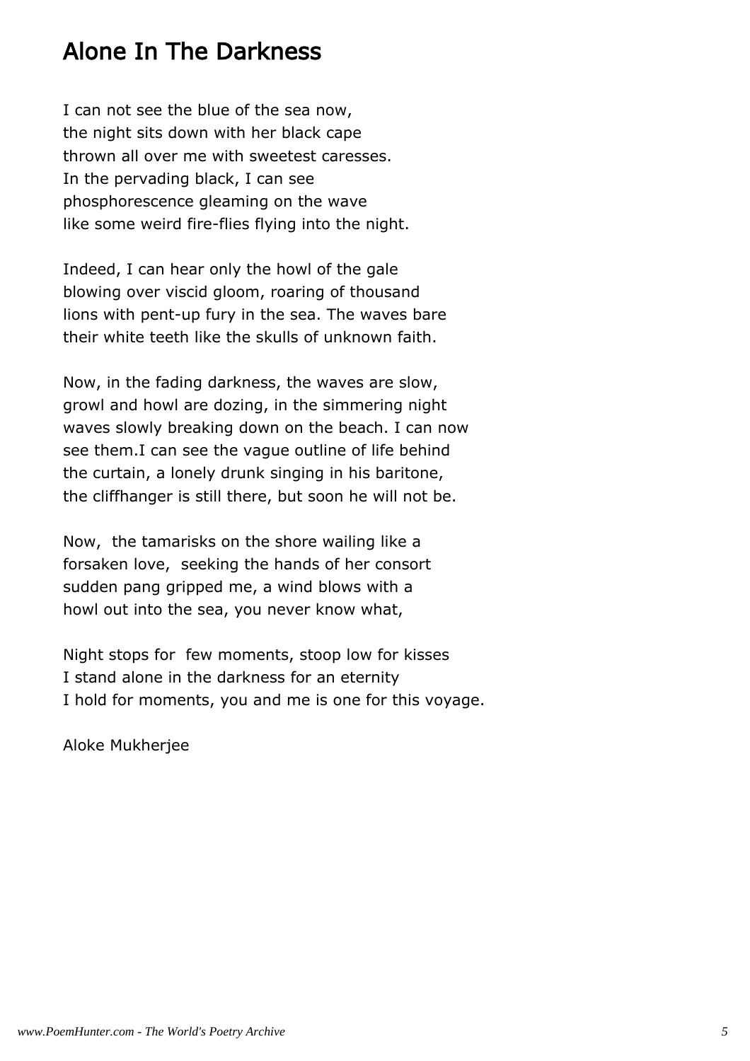# Alone In The Darkness

I can not see the blue of the sea now,
the night sits down with her black cape
thrown all over me with sweetest caresses.
In the pervading black, I can see
phosphorescence gleaming on the wave
like some weird fire-flies flying into the night.

Indeed, I can hear only the howl of the gale
blowing over viscid gloom, roaring of thousand
lions with pent-up fury in the sea. The waves bare
their white teeth like the skulls of unknown faith.

Now, in the fading darkness, the waves are slow,
growl and howl are dozing, in the simmering night
waves slowly breaking down on the beach. I can now
see them.I can see the vague outline of life behind
the curtain, a lonely drunk singing in his baritone,
the cliffhanger is still there, but soon he will not be.

Now,  the tamarisks on the shore wailing like a
forsaken love,  seeking the hands of her consort
sudden pang gripped me, a wind blows with a
howl out into the sea, you never know what,

Night stops for  few moments, stoop low for kisses
I stand alone in the darkness for an eternity
I hold for moments, you and me is one for this voyage.

Aloke Mukherjee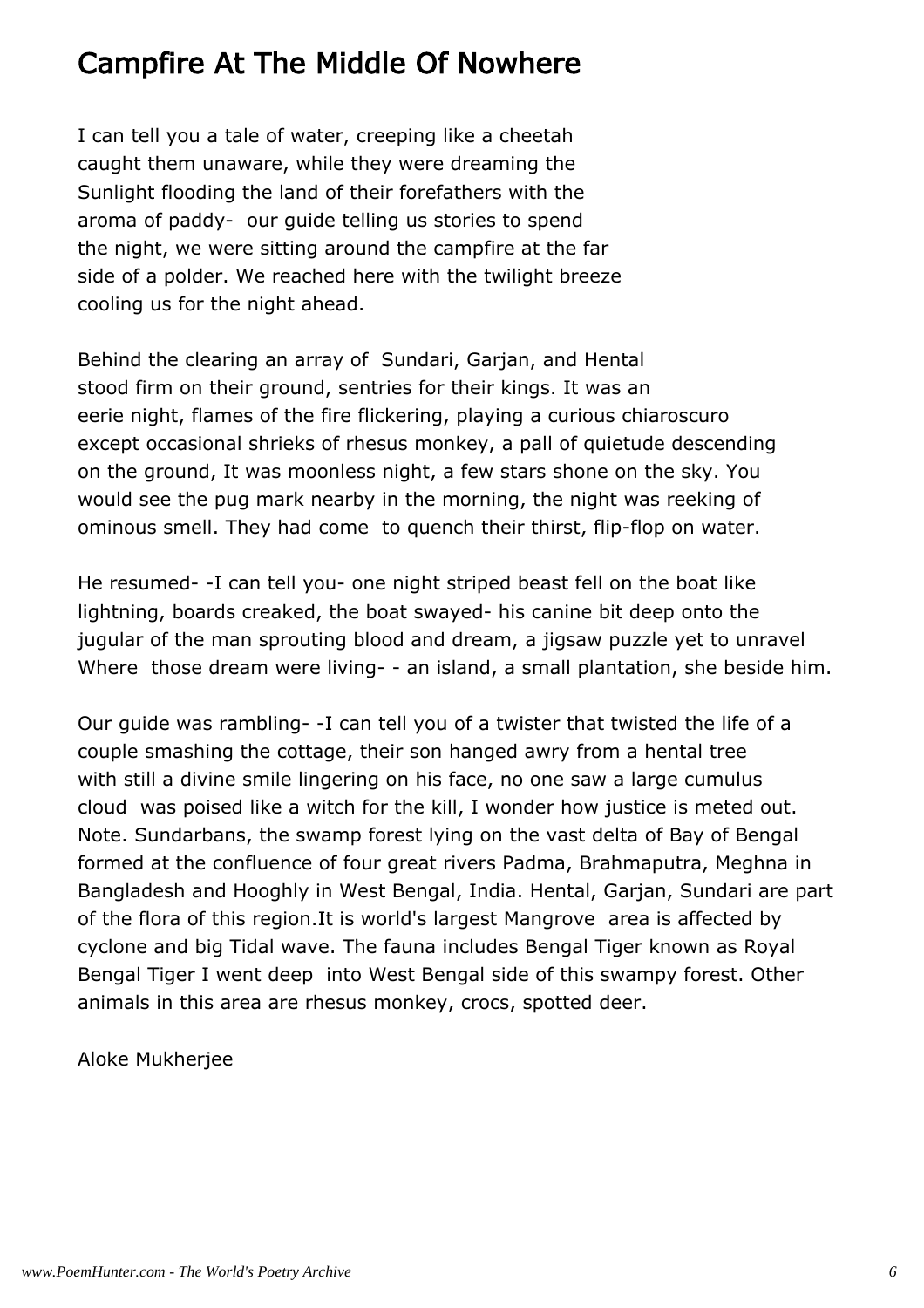# Campfire At The Middle Of Nowhere

I can tell you a tale of water, creeping like a cheetah
caught them unaware, while they were dreaming the
Sunlight flooding the land of their forefathers with the
aroma of paddy- our guide telling us stories to spend
the night, we were sitting around the campfire at the far
side of a polder. We reached here with the twilight breeze
cooling us for the night ahead.

Behind the clearing an array of Sundari, Garjan, and Hental
stood firm on their ground, sentries for their kings. It was an
eerie night, flames of the fire flickering, playing a curious chiaroscuro
except occasional shrieks of rhesus monkey, a pall of quietude descending
on the ground, It was moonless night, a few stars shone on the sky. You
would see the pug mark nearby in the morning, the night was reeking of
ominous smell. They had come to quench their thirst, flip-flop on water.

He resumed- -I can tell you- one night striped beast fell on the boat like
lightning, boards creaked, the boat swayed- his canine bit deep onto the
jugular of the man sprouting blood and dream, a jigsaw puzzle yet to unravel
Where those dream were living- - an island, a small plantation, she beside him.

Our guide was rambling- -I can tell you of a twister that twisted the life of a
couple smashing the cottage, their son hanged awry from a hental tree
with still a divine smile lingering on his face, no one saw a large cumulus
cloud was poised like a witch for the kill, I wonder how justice is meted out.
Note. Sundarbans, the swamp forest lying on the vast delta of Bay of Bengal
formed at the confluence of four great rivers Padma, Brahmaputra, Meghna in
Bangladesh and Hooghly in West Bengal, India. Hental, Garjan, Sundari are part
of the flora of this region.It is world's largest Mangrove area is affected by
cyclone and big Tidal wave. The fauna includes Bengal Tiger known as Royal
Bengal Tiger I went deep into West Bengal side of this swampy forest. Other
animals in this area are rhesus monkey, crocs, spotted deer.

Aloke Mukherjee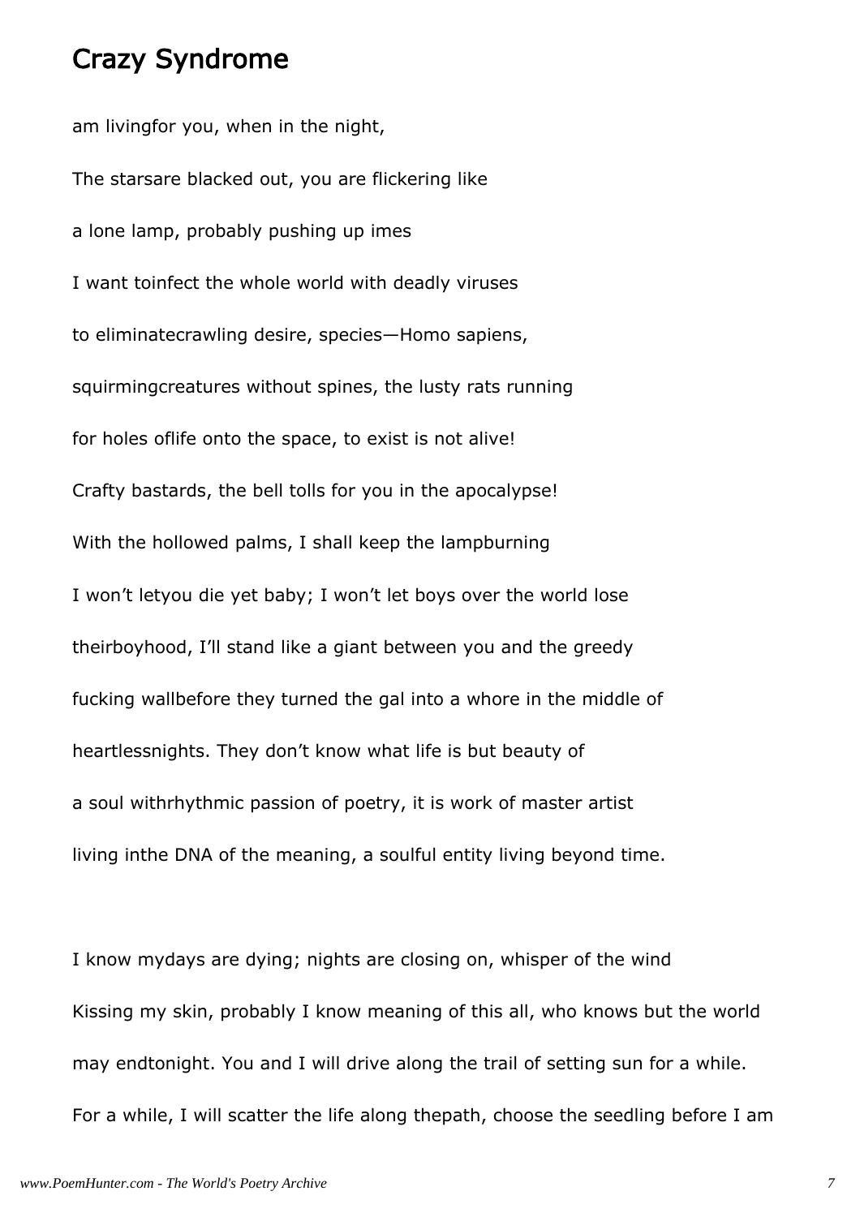# Crazy Syndrome

am livingfor you, when in the night,

The starsare blacked out, you are flickering like

a lone lamp, probably pushing up imes

I want toinfect the whole world with deadly viruses

to eliminatecrawling desire, species—Homo sapiens,

squirmingcreatures without spines, the lusty rats running

for holes oflife onto the space, to exist is not alive!

Crafty bastards, the bell tolls for you in the apocalypse!

With the hollowed palms, I shall keep the lampburning

I won't letyou die yet baby; I won't let boys over the world lose

theirboyhood, I'll stand like a giant between you and the greedy

fucking wallbefore they turned the gal into a whore in the middle of

heartlessnights. They don't know what life is but beauty of

a soul withrhythmic passion of poetry, it is work of master artist

living inthe DNA of the meaning, a soulful entity living beyond time.

I know mydays are dying; nights are closing on, whisper of the wind

Kissing my skin, probably I know meaning of this all, who knows but the world

may endtonight. You and I will drive along the trail of setting sun for a while.

For a while, I will scatter the life along thepath, choose the seedling before I am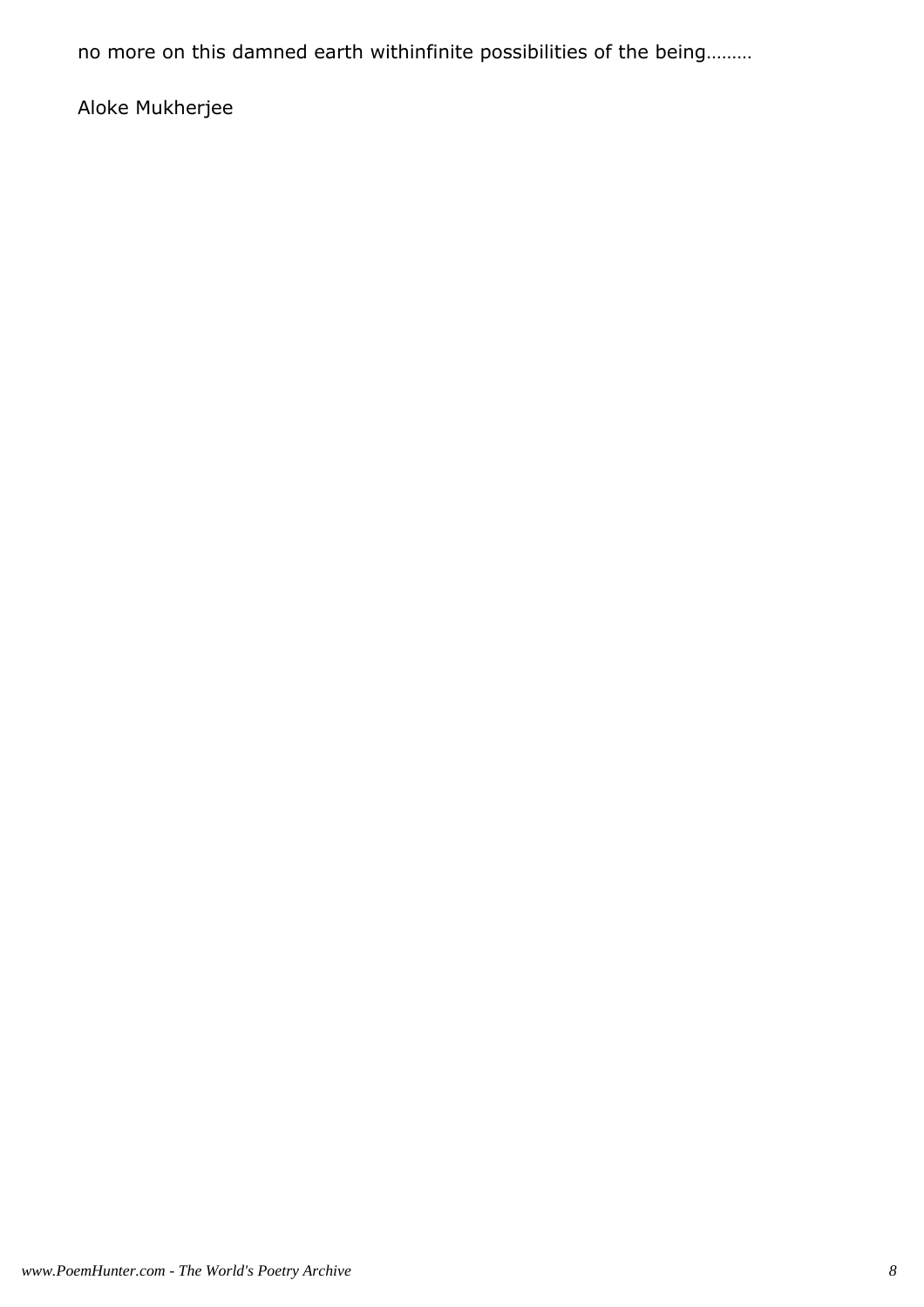no more on this damned earth withinfinite possibilities of the being………

Aloke Mukherjee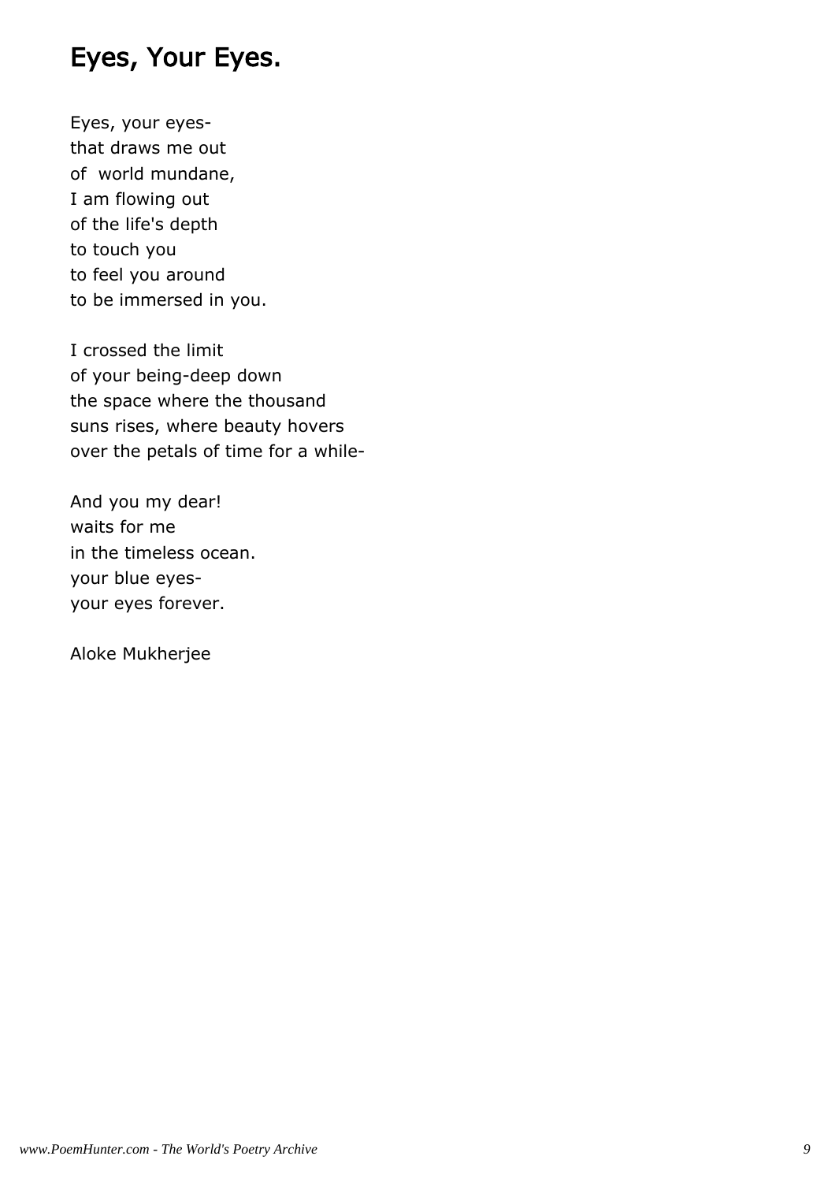# Eyes, Your Eyes.

Eyes, your eyes-  
that draws me out  
of  world mundane,  
I am flowing out  
of the life's depth  
to touch you  
to feel you around  
to be immersed in you.

I crossed the limit  
of your being-deep down  
the space where the thousand  
suns rises, where beauty hovers  
over the petals of time for a while-

And you my dear!  
waits for me  
in the timeless ocean.  
your blue eyes-  
your eyes forever.

Aloke Mukherjee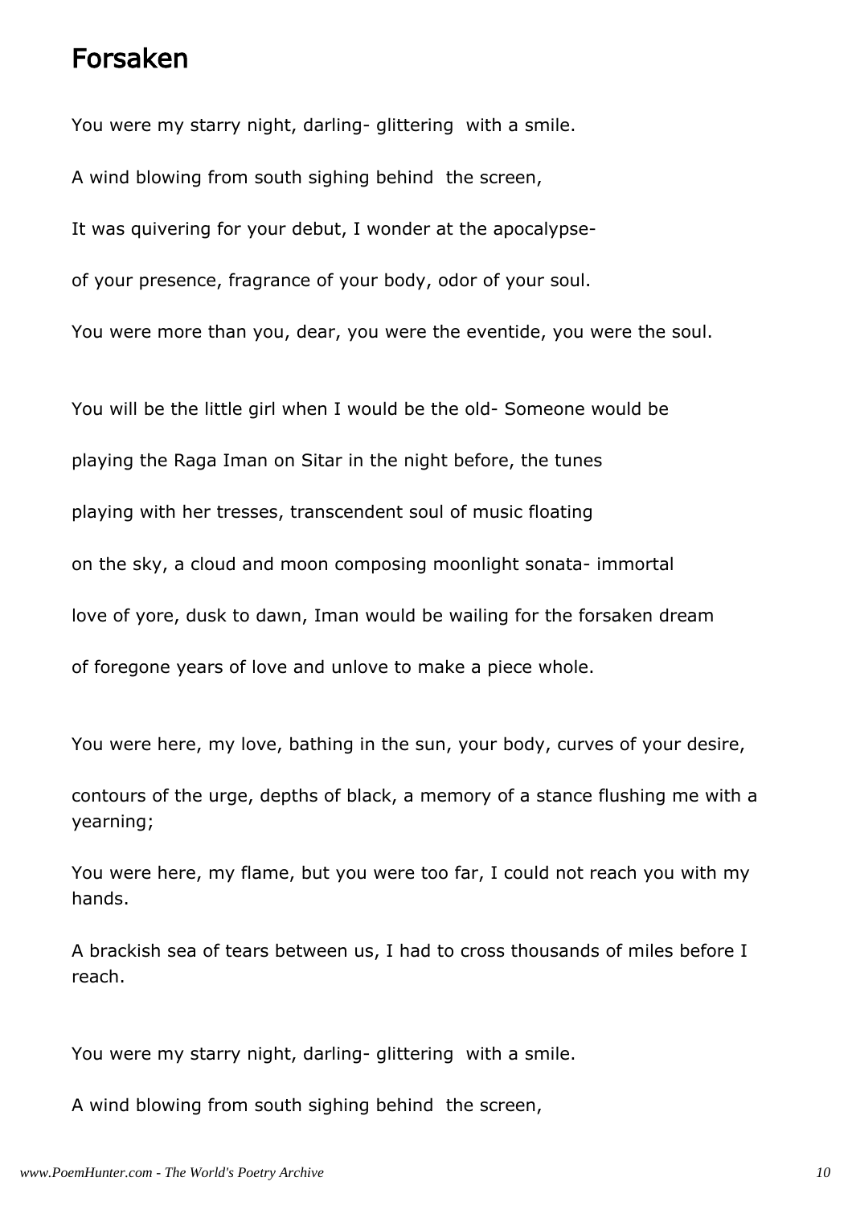# Forsaken

You were my starry night, darling- glittering with a smile.

A wind blowing from south sighing behind the screen,

It was quivering for your debut, I wonder at the apocalypse-

of your presence, fragrance of your body, odor of your soul.

You were more than you, dear, you were the eventide, you were the soul.

You will be the little girl when I would be the old- Someone would be

playing the Raga Iman on Sitar in the night before, the tunes

playing with her tresses, transcendent soul of music floating

on the sky, a cloud and moon composing moonlight sonata- immortal

love of yore, dusk to dawn, Iman would be wailing for the forsaken dream

of foregone years of love and unlove to make a piece whole.

You were here, my love, bathing in the sun, your body, curves of your desire,

contours of the urge, depths of black, a memory of a stance flushing me with a yearning;

You were here, my flame, but you were too far, I could not reach you with my hands.

A brackish sea of tears between us, I had to cross thousands of miles before I reach.

You were my starry night, darling- glittering with a smile.

A wind blowing from south sighing behind the screen,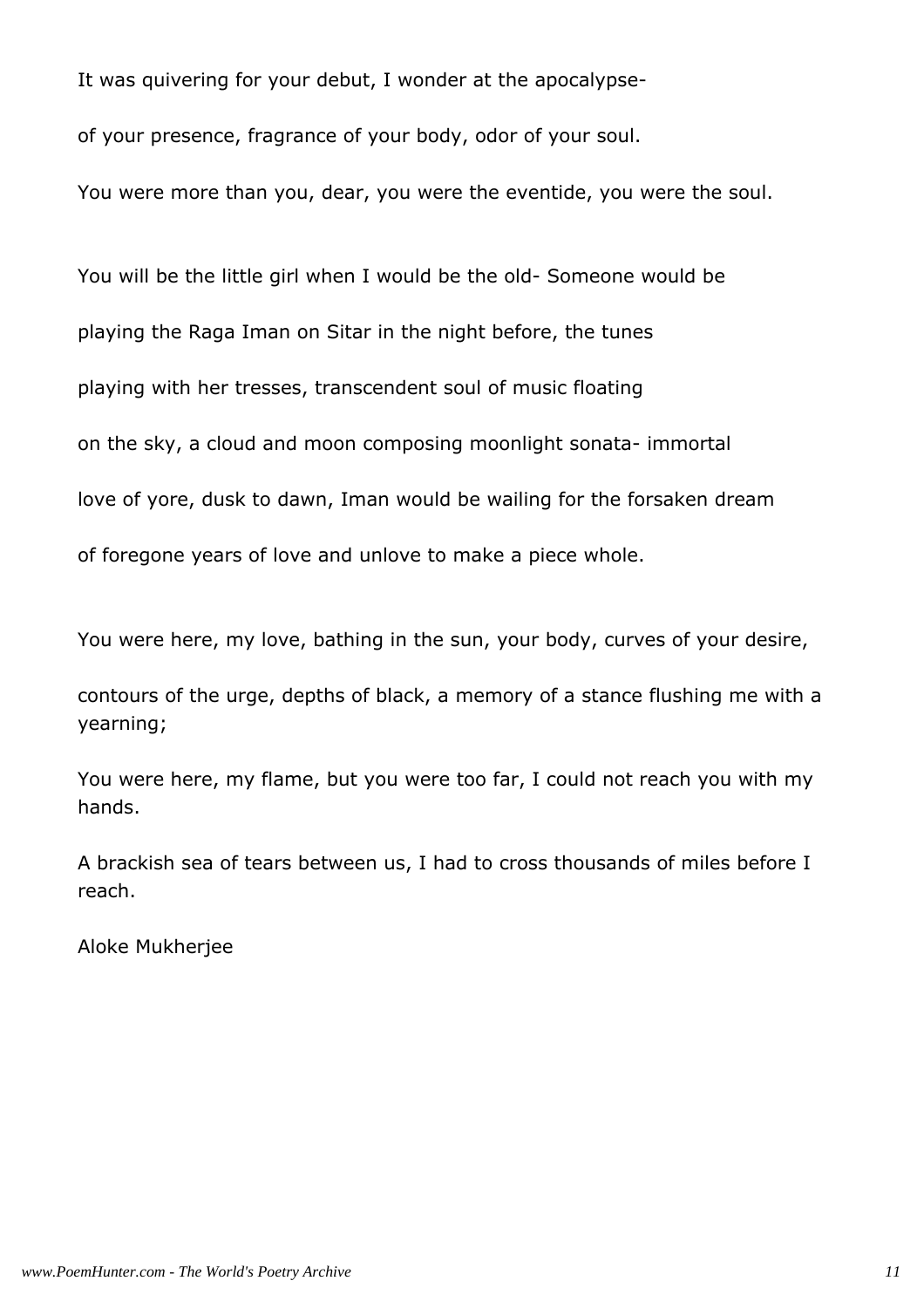It was quivering for your debut, I wonder at the apocalypse-

of your presence, fragrance of your body, odor of your soul.

You were more than you, dear, you were the eventide, you were the soul.

You will be the little girl when I would be the old- Someone would be

playing the Raga Iman on Sitar in the night before, the tunes

playing with her tresses, transcendent soul of music floating

on the sky, a cloud and moon composing moonlight sonata- immortal

love of yore, dusk to dawn, Iman would be wailing for the forsaken dream

of foregone years of love and unlove to make a piece whole.

You were here, my love, bathing in the sun, your body, curves of your desire,

contours of the urge, depths of black, a memory of a stance flushing me with a yearning;

You were here, my flame, but you were too far, I could not reach you with my hands.

A brackish sea of tears between us, I had to cross thousands of miles before I reach.

Aloke Mukherjee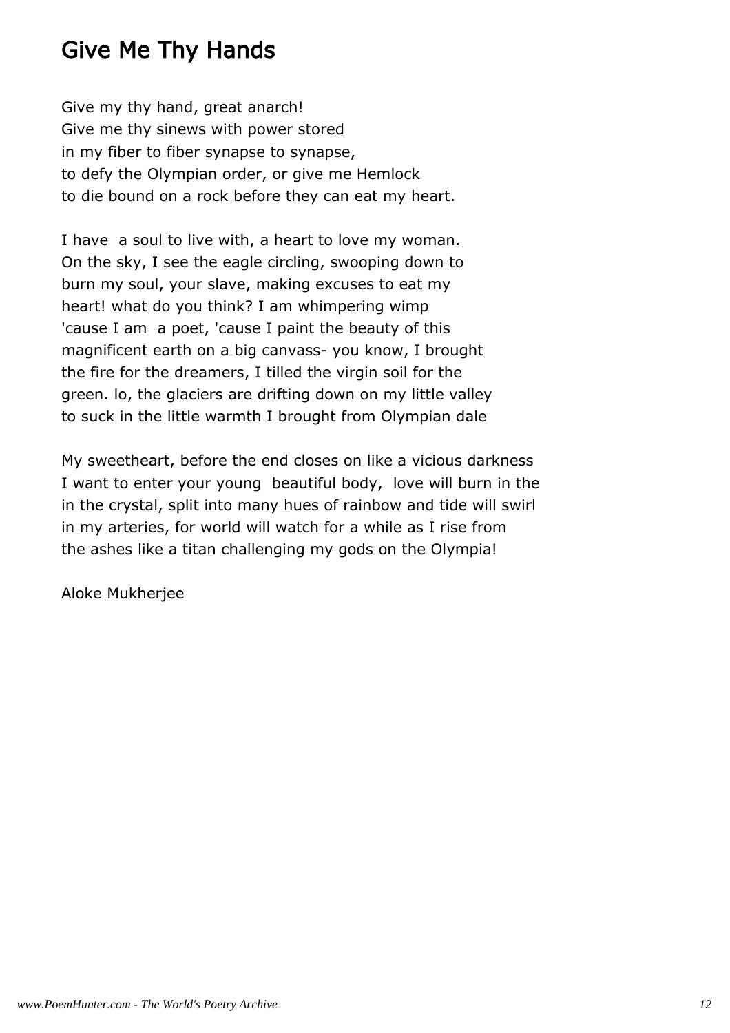# Give Me Thy Hands

Give my thy hand, great anarch!  
Give me thy sinews with power stored  
in my fiber to fiber synapse to synapse,  
to defy the Olympian order, or give me Hemlock  
to die bound on a rock before they can eat my heart.

I have a soul to live with, a heart to love my woman.  
On the sky, I see the eagle circling, swooping down to  
burn my soul, your slave, making excuses to eat my  
heart! what do you think? I am whimpering wimp  
'cause I am a poet, 'cause I paint the beauty of this  
magnificent earth on a big canvass- you know, I brought  
the fire for the dreamers, I tilled the virgin soil for the  
green. lo, the glaciers are drifting down on my little valley  
to suck in the little warmth I brought from Olympian dale

My sweetheart, before the end closes on like a vicious darkness  
I want to enter your young beautiful body, love will burn in the  
in the crystal, split into many hues of rainbow and tide will swirl  
in my arteries, for world will watch for a while as I rise from  
the ashes like a titan challenging my gods on the Olympia!

Aloke Mukherjee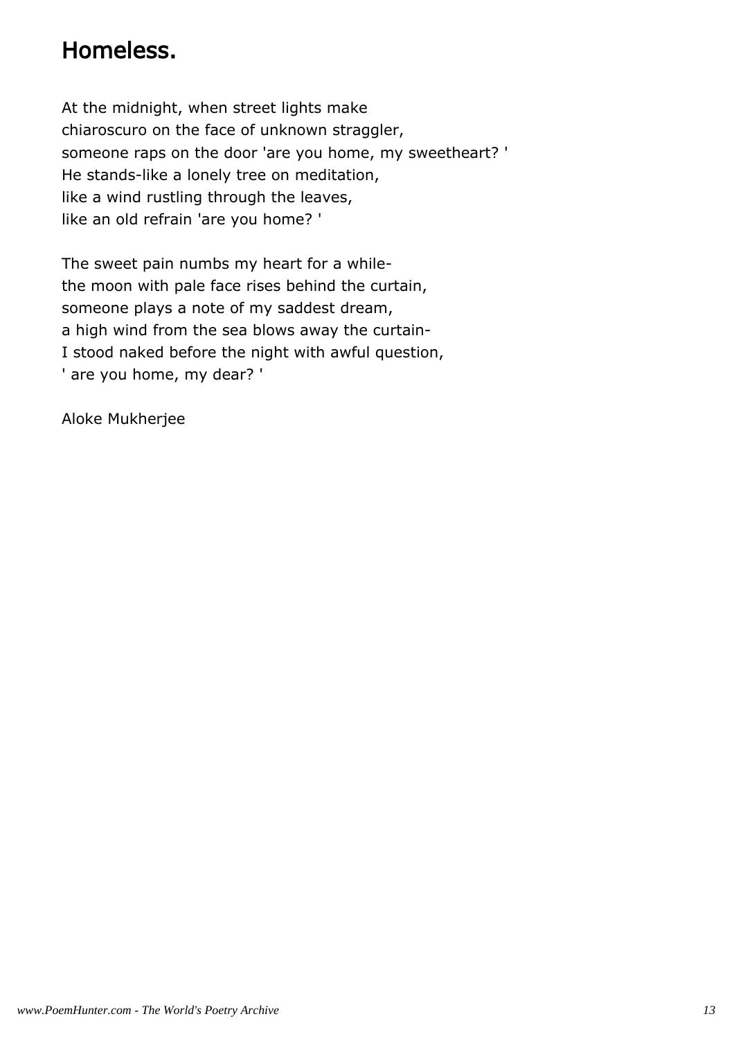# Homeless.

At the midnight, when street lights make
chiaroscuro on the face of unknown straggler,
someone raps on the door 'are you home, my sweetheart? '
He stands-like a lonely tree on meditation,
like a wind rustling through the leaves,
like an old refrain 'are you home? '

The sweet pain numbs my heart for a while-
the moon with pale face rises behind the curtain,
someone plays a note of my saddest dream,
a high wind from the sea blows away the curtain-
I stood naked before the night with awful question,
' are you home, my dear? '

Aloke Mukherjee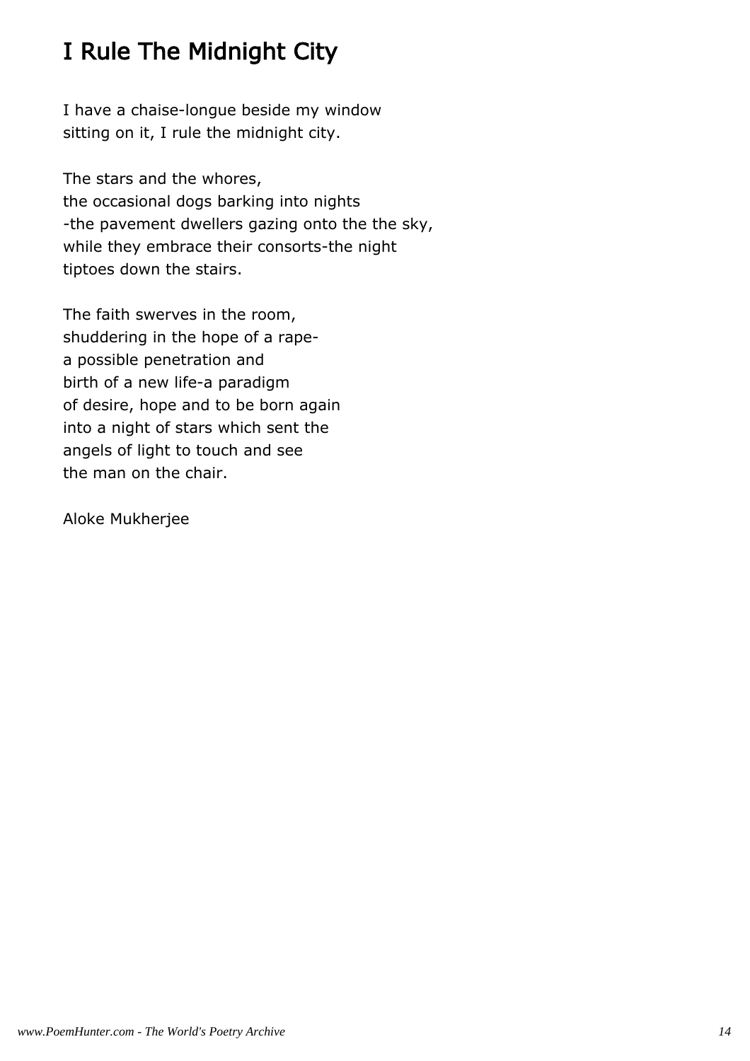# I Rule The Midnight City

I have a chaise-longue beside my window
sitting on it, I rule the midnight city.

The stars and the whores,
the occasional dogs barking into nights
-the pavement dwellers gazing onto the the sky,
while they embrace their consorts-the night
tiptoes down the stairs.

The faith swerves in the room,
shuddering in the hope of a rape-
a possible penetration and
birth of a new life-a paradigm
of desire, hope and to be born again
into a night of stars which sent the
angels of light to touch and see
the man on the chair.

Aloke Mukherjee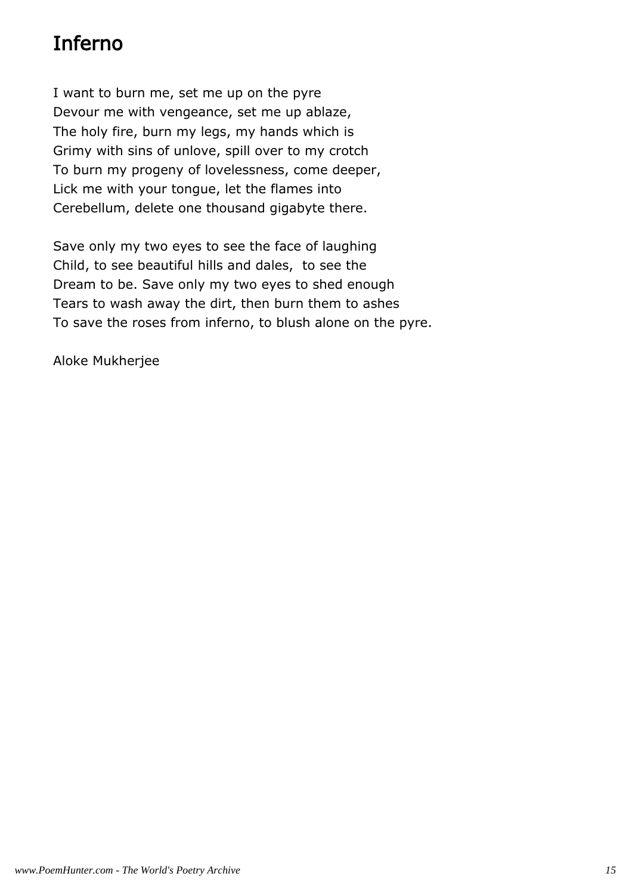# Inferno

I want to burn me, set me up on the pyre  
Devour me with vengeance, set me up ablaze,  
The holy fire, burn my legs, my hands which is  
Grimy with sins of unlove, spill over to my crotch  
To burn my progeny of lovelessness, come deeper,  
Lick me with your tongue, let the flames into  
Cerebellum, delete one thousand gigabyte there.

Save only my two eyes to see the face of laughing  
Child, to see beautiful hills and dales, to see the  
Dream to be. Save only my two eyes to shed enough  
Tears to wash away the dirt, then burn them to ashes  
To save the roses from inferno, to blush alone on the pyre.

Aloke Mukherjee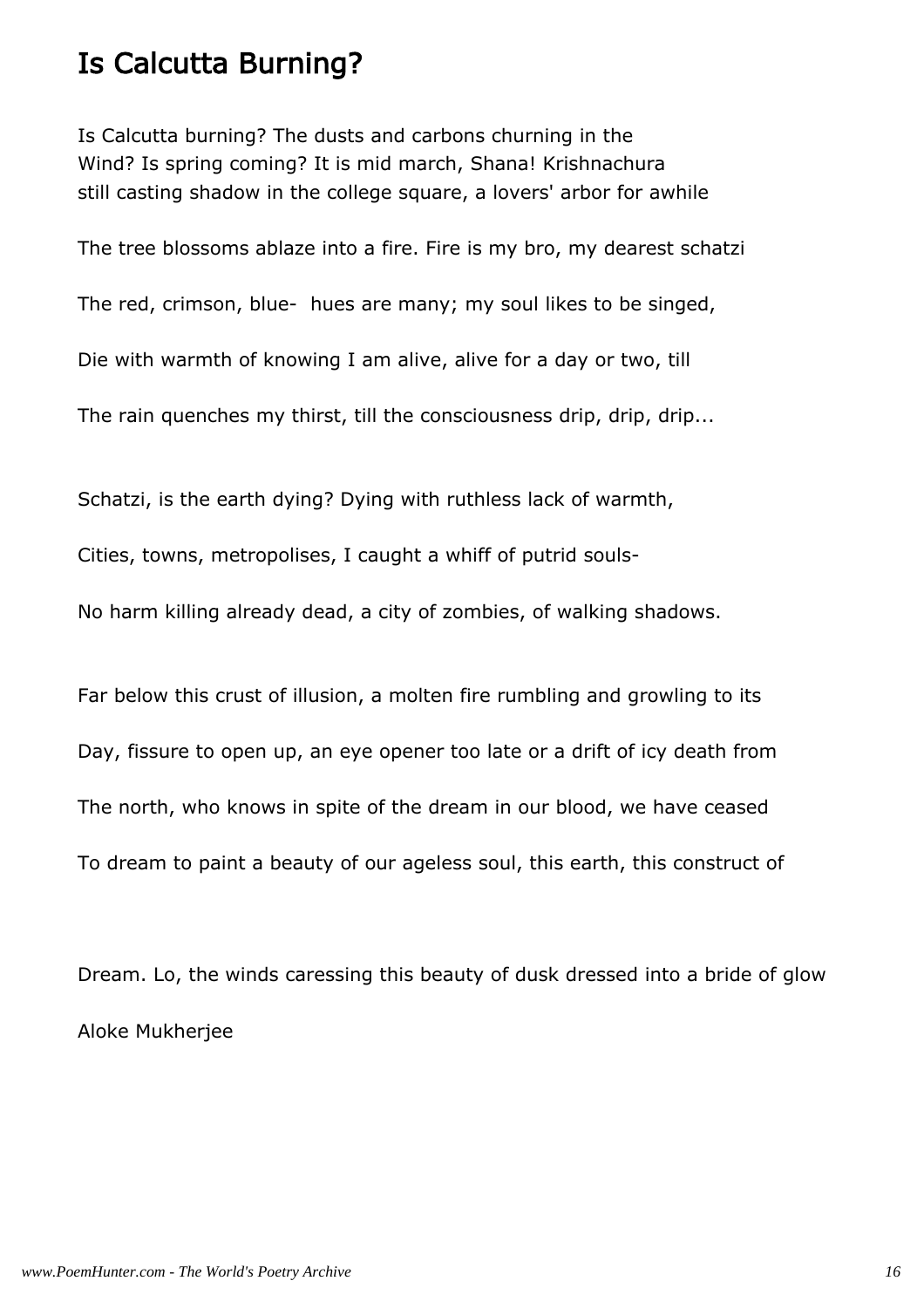## Is Calcutta Burning?

Is Calcutta burning? The dusts and carbons churning in the
Wind? Is spring coming? It is mid march, Shana! Krishnachura
still casting shadow in the college square, a lovers' arbor for awhile

The tree blossoms ablaze into a fire. Fire is my bro, my dearest schatzi

The red, crimson, blue-  hues are many; my soul likes to be singed,

Die with warmth of knowing I am alive, alive for a day or two, till

The rain quenches my thirst, till the consciousness drip, drip, drip...

Schatzi, is the earth dying? Dying with ruthless lack of warmth,

Cities, towns, metropolises, I caught a whiff of putrid souls-

No harm killing already dead, a city of zombies, of walking shadows.

Far below this crust of illusion, a molten fire rumbling and growling to its

Day, fissure to open up, an eye opener too late or a drift of icy death from

The north, who knows in spite of the dream in our blood, we have ceased

To dream to paint a beauty of our ageless soul, this earth, this construct of

Dream. Lo, the winds caressing this beauty of dusk dressed into a bride of glow

Aloke Mukherjee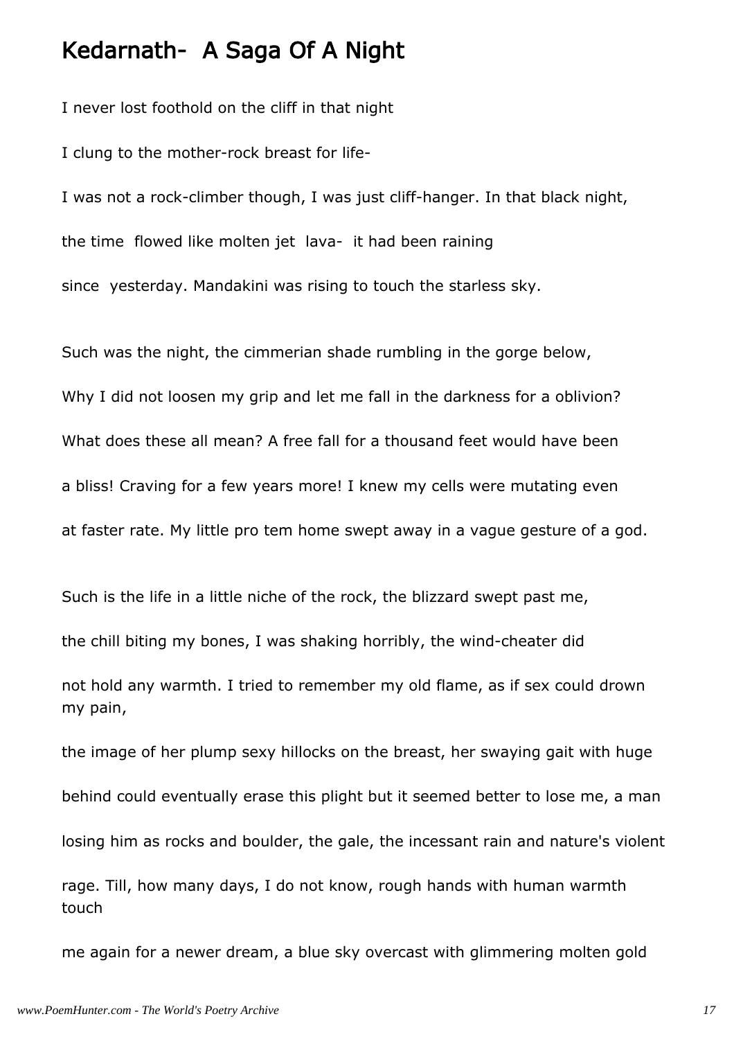# Kedarnath- A Saga Of A Night

I never lost foothold on the cliff in that night

I clung to the mother-rock breast for life-

I was not a rock-climber though, I was just cliff-hanger. In that black night,

the time flowed like molten jet lava- it had been raining

since yesterday. Mandakini was rising to touch the starless sky.

Such was the night, the cimmerian shade rumbling in the gorge below,

Why I did not loosen my grip and let me fall in the darkness for a oblivion?

What does these all mean? A free fall for a thousand feet would have been

a bliss! Craving for a few years more! I knew my cells were mutating even

at faster rate. My little pro tem home swept away in a vague gesture of a god.

Such is the life in a little niche of the rock, the blizzard swept past me,

the chill biting my bones, I was shaking horribly, the wind-cheater did

not hold any warmth. I tried to remember my old flame, as if sex could drown my pain,

the image of her plump sexy hillocks on the breast, her swaying gait with huge

behind could eventually erase this plight but it seemed better to lose me, a man

losing him as rocks and boulder, the gale, the incessant rain and nature's violent

rage. Till, how many days, I do not know, rough hands with human warmth touch

me again for a newer dream, a blue sky overcast with glimmering molten gold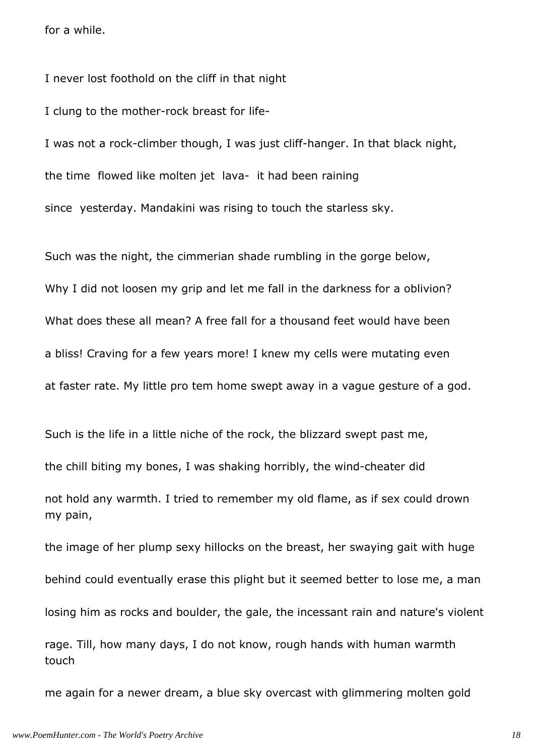for a while.

I never lost foothold on the cliff in that night

I clung to the mother-rock breast for life-

I was not a rock-climber though, I was just cliff-hanger. In that black night,

the time flowed like molten jet lava- it had been raining

since yesterday. Mandakini was rising to touch the starless sky.

Such was the night, the cimmerian shade rumbling in the gorge below,

Why I did not loosen my grip and let me fall in the darkness for a oblivion?

What does these all mean? A free fall for a thousand feet would have been

a bliss! Craving for a few years more! I knew my cells were mutating even

at faster rate. My little pro tem home swept away in a vague gesture of a god.

Such is the life in a little niche of the rock, the blizzard swept past me,

the chill biting my bones, I was shaking horribly, the wind-cheater did

not hold any warmth. I tried to remember my old flame, as if sex could drown my pain,

the image of her plump sexy hillocks on the breast, her swaying gait with huge

behind could eventually erase this plight but it seemed better to lose me, a man

losing him as rocks and boulder, the gale, the incessant rain and nature's violent

rage. Till, how many days, I do not know, rough hands with human warmth touch

me again for a newer dream, a blue sky overcast with glimmering molten gold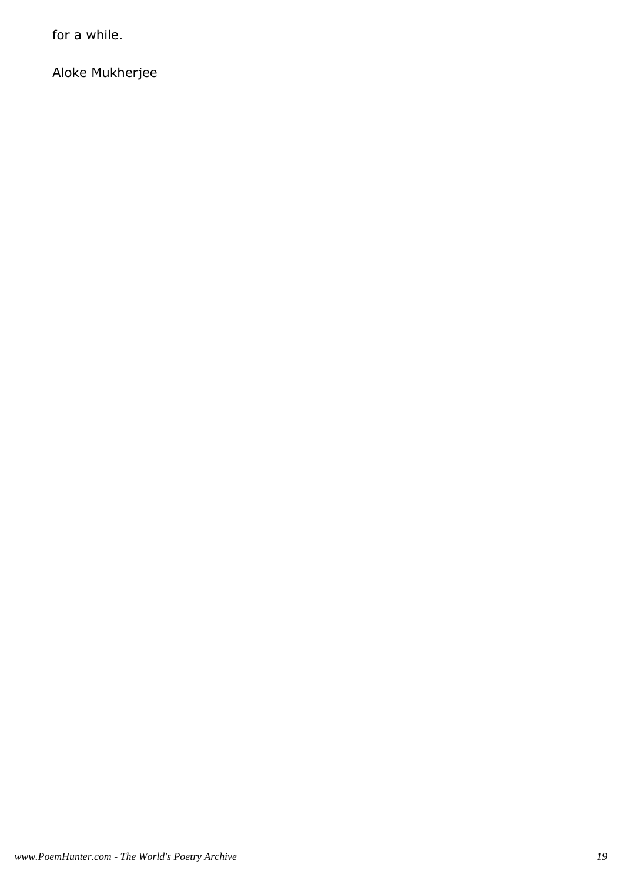for a while.

Aloke Mukherjee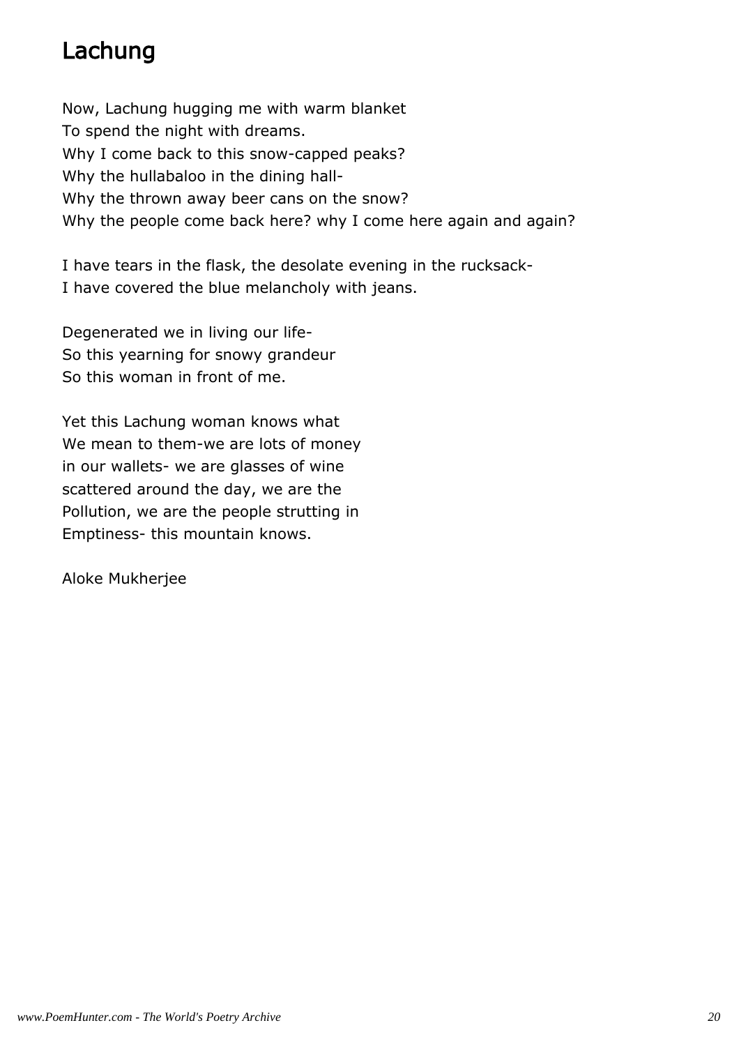# Lachung

Now, Lachung hugging me with warm blanket
To spend the night with dreams.
Why I come back to this snow-capped peaks?
Why the hullabaloo in the dining hall-
Why the thrown away beer cans on the snow?
Why the people come back here? why I come here again and again?

I have tears in the flask, the desolate evening in the rucksack-
I have covered the blue melancholy with jeans.

Degenerated we in living our life-
So this yearning for snowy grandeur
So this woman in front of me.

Yet this Lachung woman knows what
We mean to them-we are lots of money
in our wallets- we are glasses of wine
scattered around the day, we are the
Pollution, we are the people strutting in
Emptiness- this mountain knows.

Aloke Mukherjee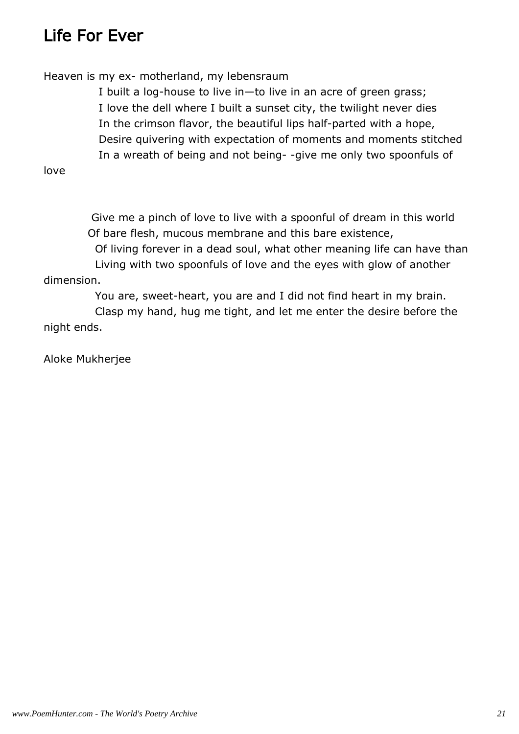# Life For Ever

Heaven is my ex- motherland, my lebensraum
I built a log-house to live in—to live in an acre of green grass;
I love the dell where I built a sunset city, the twilight never dies
In the crimson flavor, the beautiful lips half-parted with a hope,
Desire quivering with expectation of moments and moments stitched
In a wreath of being and not being- -give me only two spoonfuls of love

Give me a pinch of love to live with a spoonful of dream in this world
Of bare flesh, mucous membrane and this bare existence,
Of living forever in a dead soul, what other meaning life can have than
Living with two spoonfuls of love and the eyes with glow of another dimension.
You are, sweet-heart, you are and I did not find heart in my brain.
Clasp my hand, hug me tight, and let me enter the desire before the night ends.

Aloke Mukherjee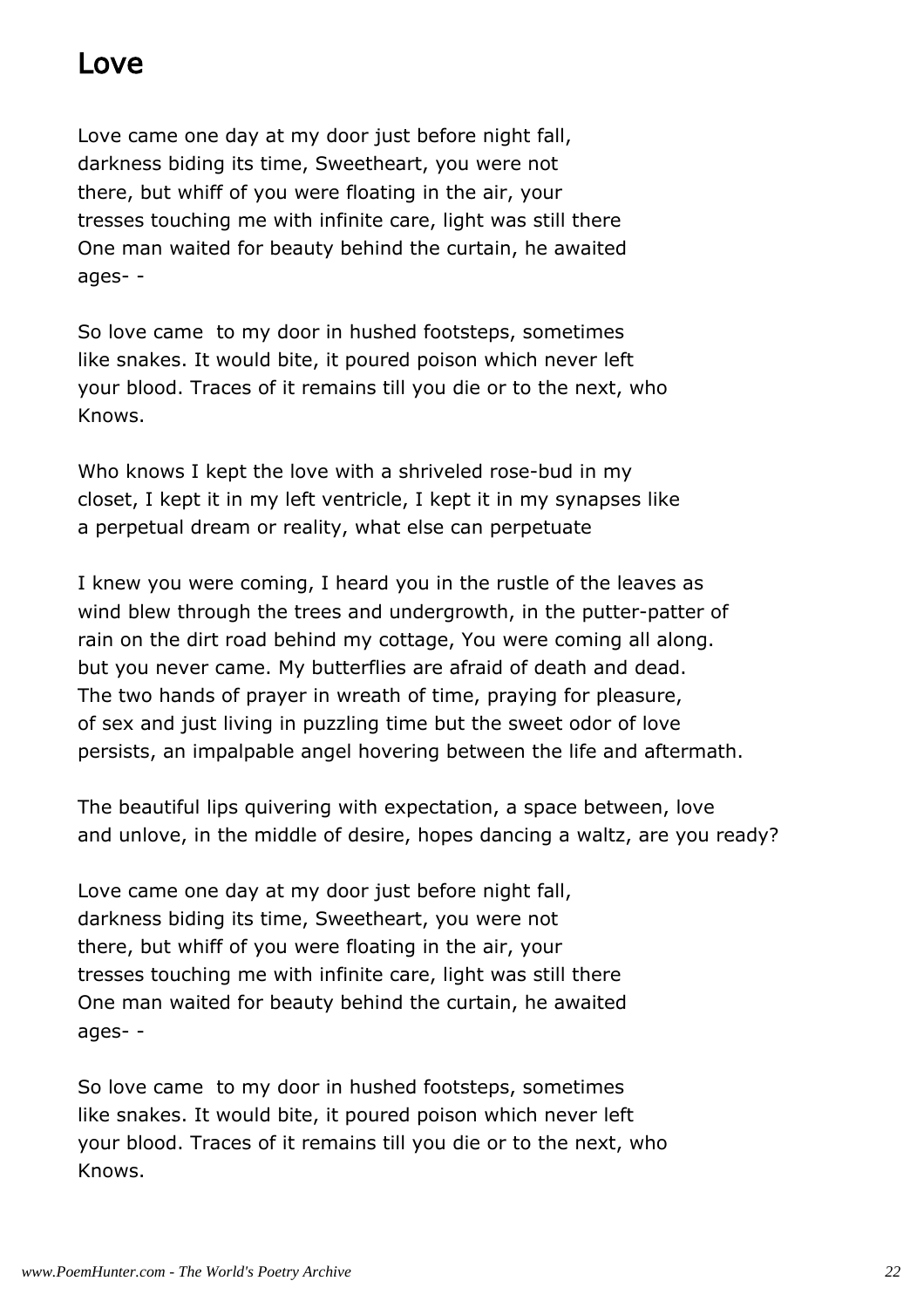## Love

Love came one day at my door just before night fall,
darkness biding its time, Sweetheart, you were not
there, but whiff of you were floating in the air, your
tresses touching me with infinite care, light was still there
One man waited for beauty behind the curtain, he awaited
ages- -

So love came  to my door in hushed footsteps, sometimes
like snakes. It would bite, it poured poison which never left
your blood. Traces of it remains till you die or to the next, who
Knows.

Who knows I kept the love with a shriveled rose-bud in my
closet, I kept it in my left ventricle, I kept it in my synapses like
a perpetual dream or reality, what else can perpetuate

I knew you were coming, I heard you in the rustle of the leaves as
wind blew through the trees and undergrowth, in the putter-patter of
rain on the dirt road behind my cottage, You were coming all along.
but you never came. My butterflies are afraid of death and dead.
The two hands of prayer in wreath of time, praying for pleasure,
of sex and just living in puzzling time but the sweet odor of love
persists, an impalpable angel hovering between the life and aftermath.

The beautiful lips quivering with expectation, a space between, love
and unlove, in the middle of desire, hopes dancing a waltz, are you ready?

Love came one day at my door just before night fall,
darkness biding its time, Sweetheart, you were not
there, but whiff of you were floating in the air, your
tresses touching me with infinite care, light was still there
One man waited for beauty behind the curtain, he awaited
ages- -

So love came  to my door in hushed footsteps, sometimes
like snakes. It would bite, it poured poison which never left
your blood. Traces of it remains till you die or to the next, who
Knows.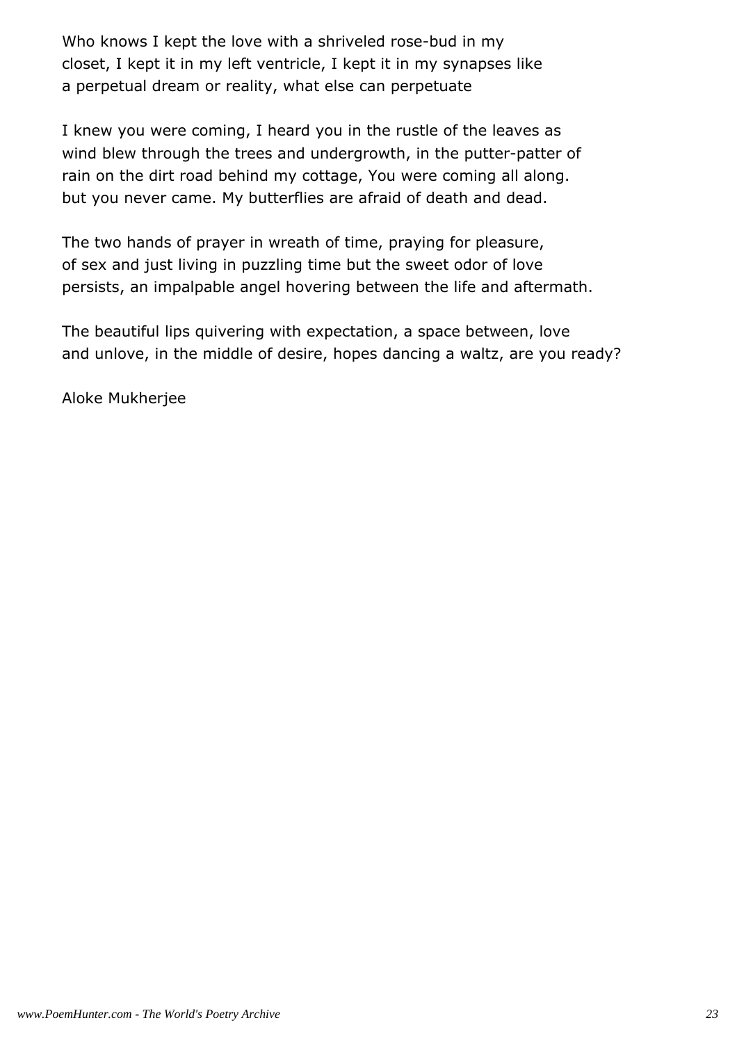Who knows I kept the love with a shriveled rose-bud in my
closet, I kept it in my left ventricle, I kept it in my synapses like
a perpetual dream or reality, what else can perpetuate

I knew you were coming, I heard you in the rustle of the leaves as
wind blew through the trees and undergrowth, in the putter-patter of
rain on the dirt road behind my cottage, You were coming all along.
but you never came. My butterflies are afraid of death and dead.

The two hands of prayer in wreath of time, praying for pleasure,
of sex and just living in puzzling time but the sweet odor of love
persists, an impalpable angel hovering between the life and aftermath.

The beautiful lips quivering with expectation, a space between, love
and unlove, in the middle of desire, hopes dancing a waltz, are you ready?

Aloke Mukherjee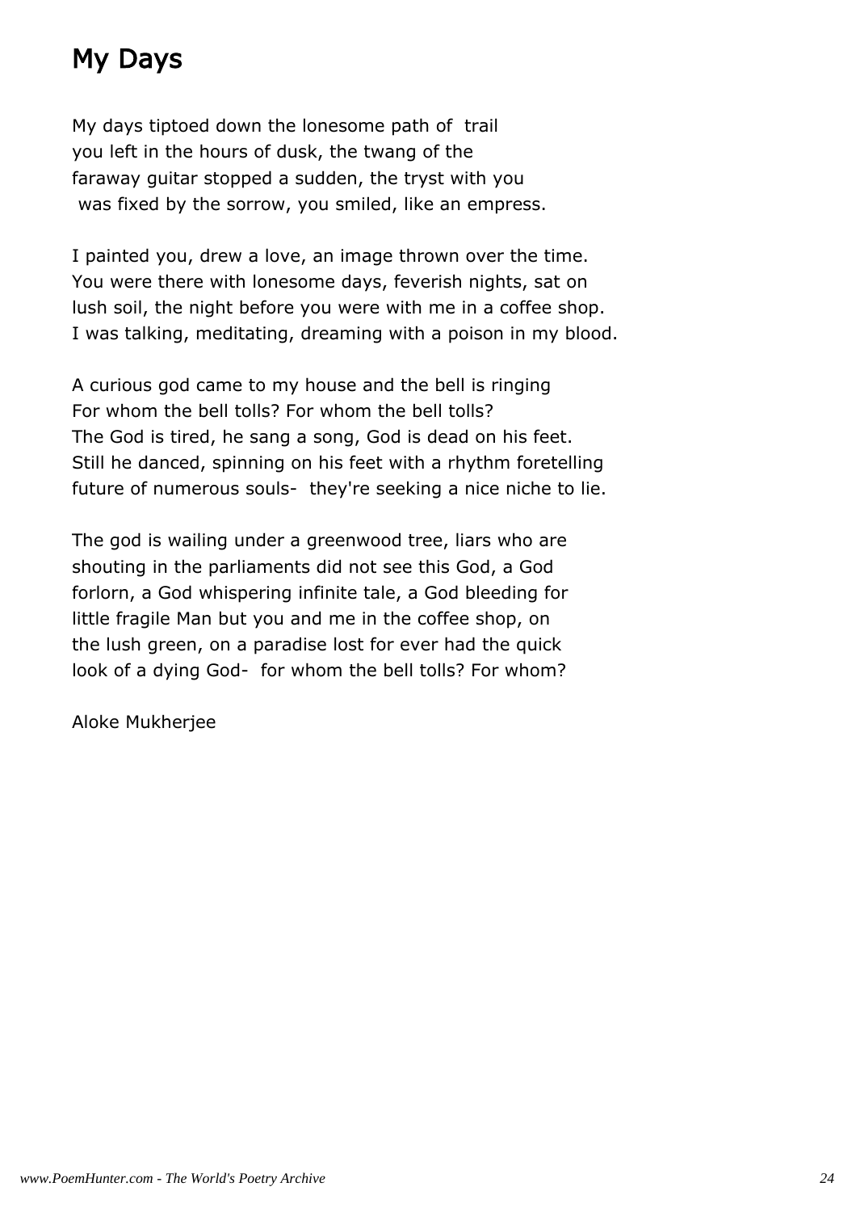# My Days

My days tiptoed down the lonesome path of trail
you left in the hours of dusk, the twang of the
faraway guitar stopped a sudden, the tryst with you
was fixed by the sorrow, you smiled, like an empress.

I painted you, drew a love, an image thrown over the time.
You were there with lonesome days, feverish nights, sat on
lush soil, the night before you were with me in a coffee shop.
I was talking, meditating, dreaming with a poison in my blood.

A curious god came to my house and the bell is ringing
For whom the bell tolls? For whom the bell tolls?
The God is tired, he sang a song, God is dead on his feet.
Still he danced, spinning on his feet with a rhythm foretelling
future of numerous souls- they're seeking a nice niche to lie.

The god is wailing under a greenwood tree, liars who are
shouting in the parliaments did not see this God, a God
forlorn, a God whispering infinite tale, a God bleeding for
little fragile Man but you and me in the coffee shop, on
the lush green, on a paradise lost for ever had the quick
look of a dying God- for whom the bell tolls? For whom?

Aloke Mukherjee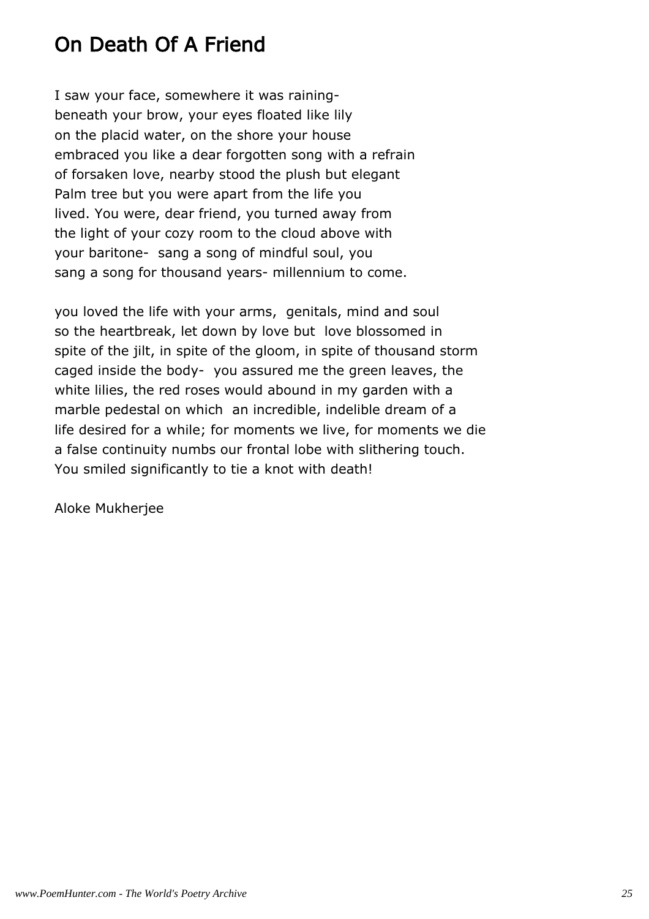# On Death Of A Friend

I saw your face, somewhere it was raining-
beneath your brow, your eyes floated like lily
on the placid water, on the shore your house
embraced you like a dear forgotten song with a refrain
of forsaken love, nearby stood the plush but elegant
Palm tree but you were apart from the life you
lived. You were, dear friend, you turned away from
the light of your cozy room to the cloud above with
your baritone- sang a song of mindful soul, you
sang a song for thousand years- millennium to come.

you loved the life with your arms, genitals, mind and soul
so the heartbreak, let down by love but love blossomed in
spite of the jilt, in spite of the gloom, in spite of thousand storm
caged inside the body- you assured me the green leaves, the
white lilies, the red roses would abound in my garden with a
marble pedestal on which an incredible, indelible dream of a
life desired for a while; for moments we live, for moments we die
a false continuity numbs our frontal lobe with slithering touch.
You smiled significantly to tie a knot with death!

Aloke Mukherjee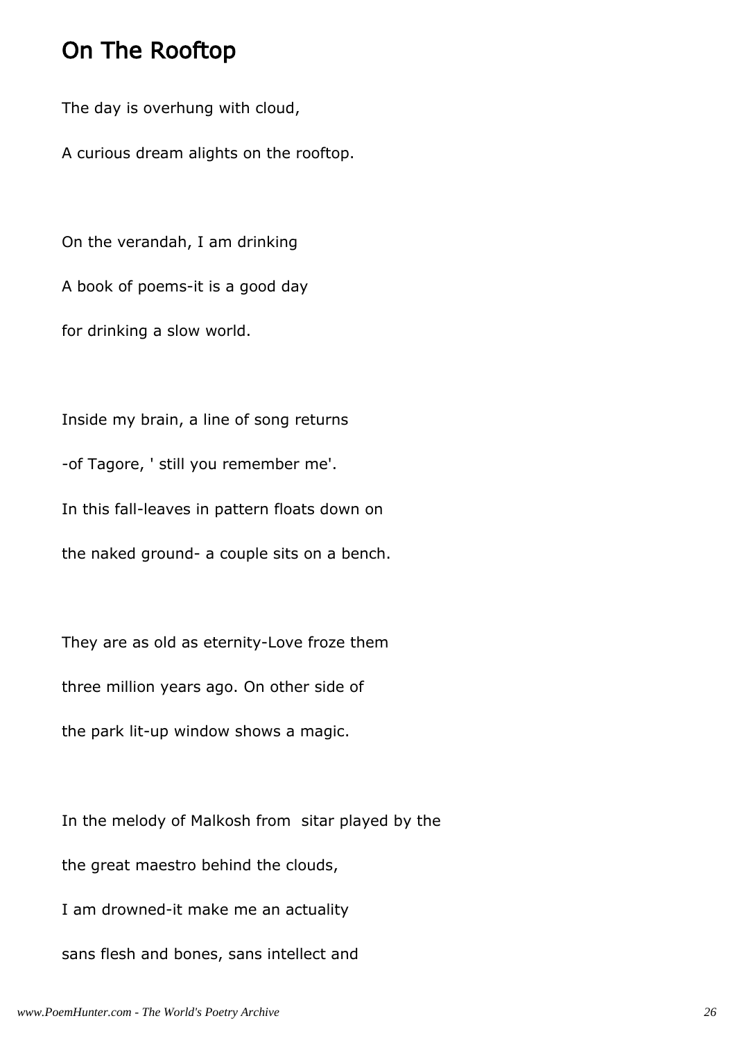# On The Rooftop

The day is overhung with cloud,

A curious dream alights on the rooftop.

On the verandah, I am drinking

A book of poems-it is a good day

for drinking a slow world.

Inside my brain, a line of song returns

-of Tagore, ' still you remember me'.

In this fall-leaves in pattern floats down on

the naked ground- a couple sits on a bench.

They are as old as eternity-Love froze them

three million years ago. On other side of

the park lit-up window shows a magic.

In the melody of Malkosh from sitar played by the

the great maestro behind the clouds,

I am drowned-it make me an actuality

sans flesh and bones, sans intellect and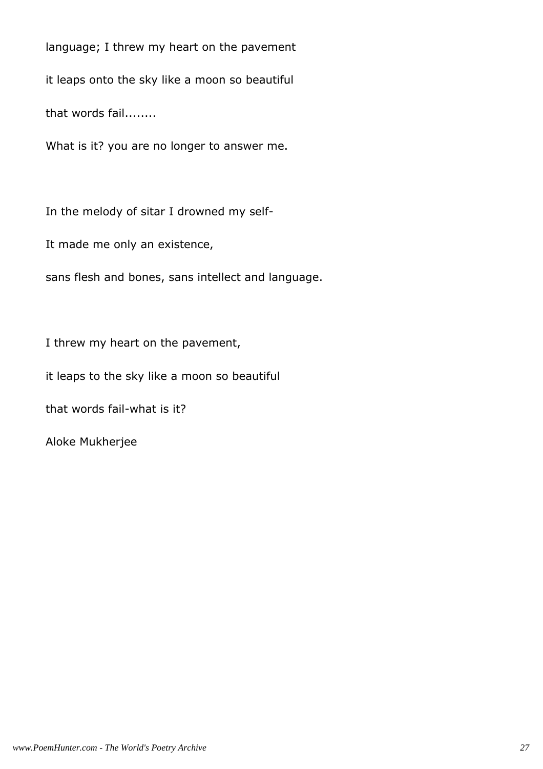language; I threw my heart on the pavement

it leaps onto the sky like a moon so beautiful

that words fail........

What is it? you are no longer to answer me.

In the melody of sitar I drowned my self-

It made me only an existence,

sans flesh and bones, sans intellect and language.

I threw my heart on the pavement,

it leaps to the sky like a moon so beautiful

that words fail-what is it?

Aloke Mukherjee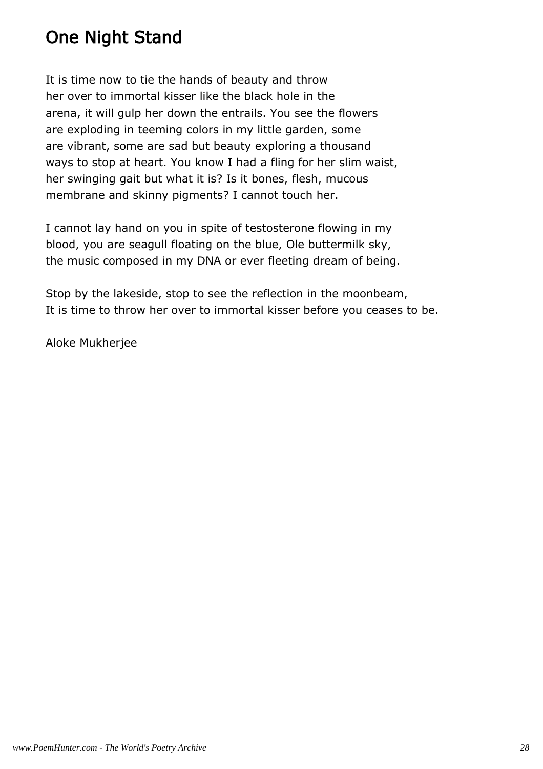# One Night Stand

It is time now to tie the hands of beauty and throw
her over to immortal kisser like the black hole in the
arena, it will gulp her down the entrails. You see the flowers
are exploding in teeming colors in my little garden, some
are vibrant, some are sad but beauty exploring a thousand
ways to stop at heart. You know I had a fling for her slim waist,
her swinging gait but what it is? Is it bones, flesh, mucous
membrane and skinny pigments? I cannot touch her.

I cannot lay hand on you in spite of testosterone flowing in my
blood, you are seagull floating on the blue, Ole buttermilk sky,
the music composed in my DNA or ever fleeting dream of being.

Stop by the lakeside, stop to see the reflection in the moonbeam,
It is time to throw her over to immortal kisser before you ceases to be.

Aloke Mukherjee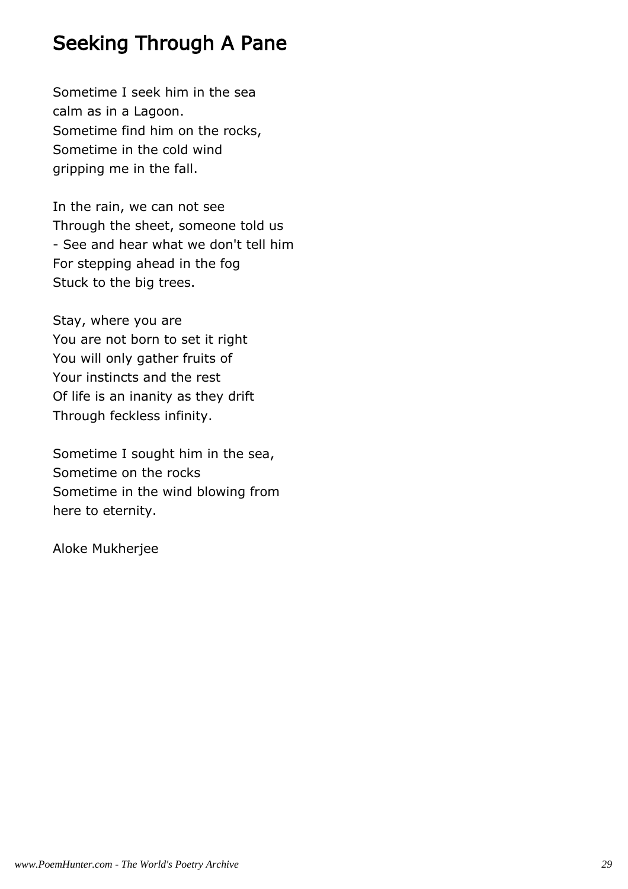# Seeking Through A Pane

Sometime I seek him in the sea
calm as in a Lagoon.
Sometime find him on the rocks,
Sometime in the cold wind
gripping me in the fall.

In the rain, we can not see
Through the sheet, someone told us
- See and hear what we don't tell him
For stepping ahead in the fog
Stuck to the big trees.

Stay, where you are
You are not born to set it right
You will only gather fruits of
Your instincts and the rest
Of life is an inanity as they drift
Through feckless infinity.

Sometime I sought him in the sea,
Sometime on the rocks
Sometime in the wind blowing from
here to eternity.

Aloke Mukherjee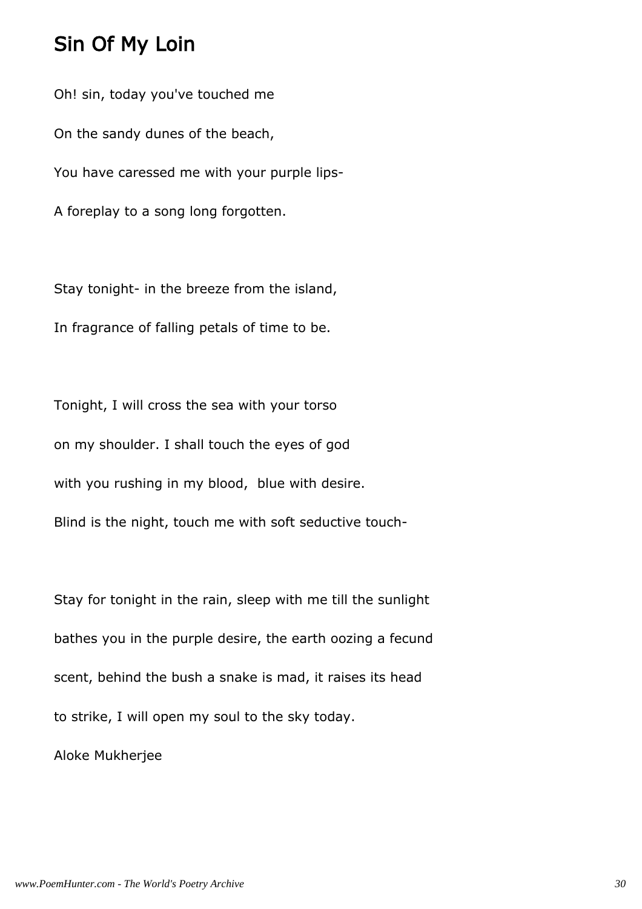## Sin Of My Loin

Oh! sin, today you've touched me

On the sandy dunes of the beach,

You have caressed me with your purple lips-

A foreplay to a song long forgotten.

Stay tonight- in the breeze from the island,

In fragrance of falling petals of time to be.

Tonight, I will cross the sea with your torso

on my shoulder. I shall touch the eyes of god

with you rushing in my blood, blue with desire.

Blind is the night, touch me with soft seductive touch-

Stay for tonight in the rain, sleep with me till the sunlight

bathes you in the purple desire, the earth oozing a fecund

scent, behind the bush a snake is mad, it raises its head

to strike, I will open my soul to the sky today.

Aloke Mukherjee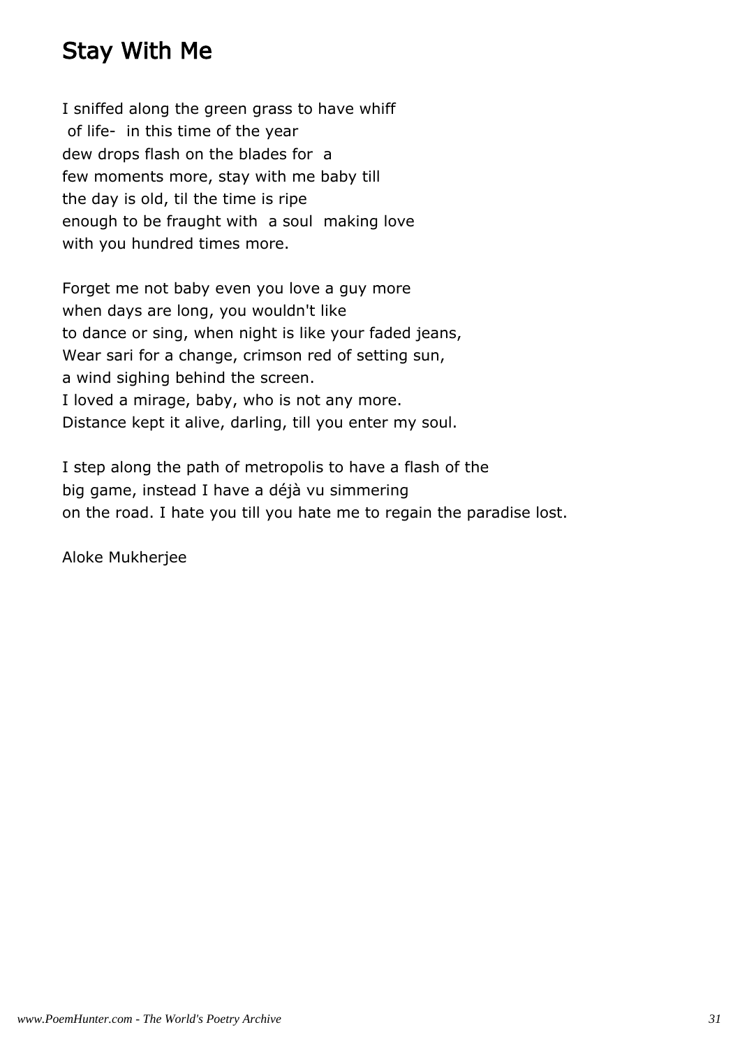# Stay With Me

I sniffed along the green grass to have whiff
of life- in this time of the year
dew drops flash on the blades for a
few moments more, stay with me baby till
the day is old, til the time is ripe
enough to be fraught with a soul making love
with you hundred times more.

Forget me not baby even you love a guy more
when days are long, you wouldn't like
to dance or sing, when night is like your faded jeans,
Wear sari for a change, crimson red of setting sun,
a wind sighing behind the screen.
I loved a mirage, baby, who is not any more.
Distance kept it alive, darling, till you enter my soul.

I step along the path of metropolis to have a flash of the
big game, instead I have a déjà vu simmering
on the road. I hate you till you hate me to regain the paradise lost.

Aloke Mukherjee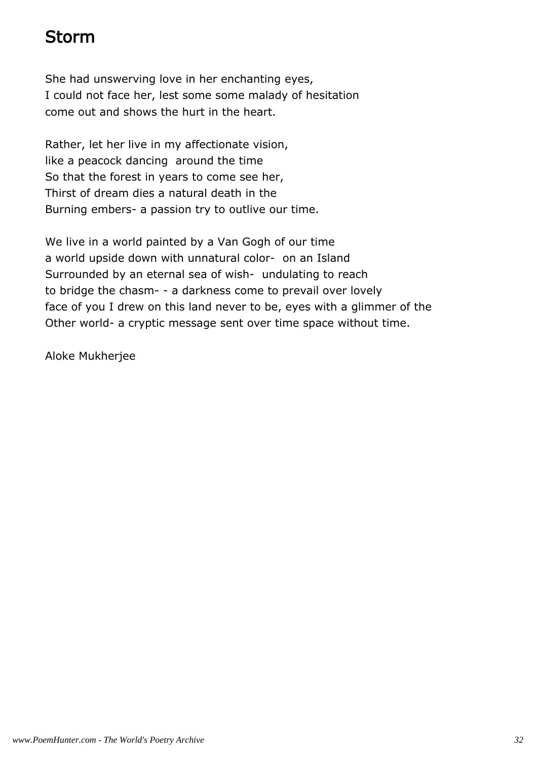# Storm

She had unswerving love in her enchanting eyes,
I could not face her, lest some some malady of hesitation
come out and shows the hurt in the heart.

Rather, let her live in my affectionate vision,
like a peacock dancing around the time
So that the forest in years to come see her,
Thirst of dream dies a natural death in the
Burning embers- a passion try to outlive our time.

We live in a world painted by a Van Gogh of our time
a world upside down with unnatural color- on an Island
Surrounded by an eternal sea of wish- undulating to reach
to bridge the chasm- - a darkness come to prevail over lovely
face of you I drew on this land never to be, eyes with a glimmer of the
Other world- a cryptic message sent over time space without time.

Aloke Mukherjee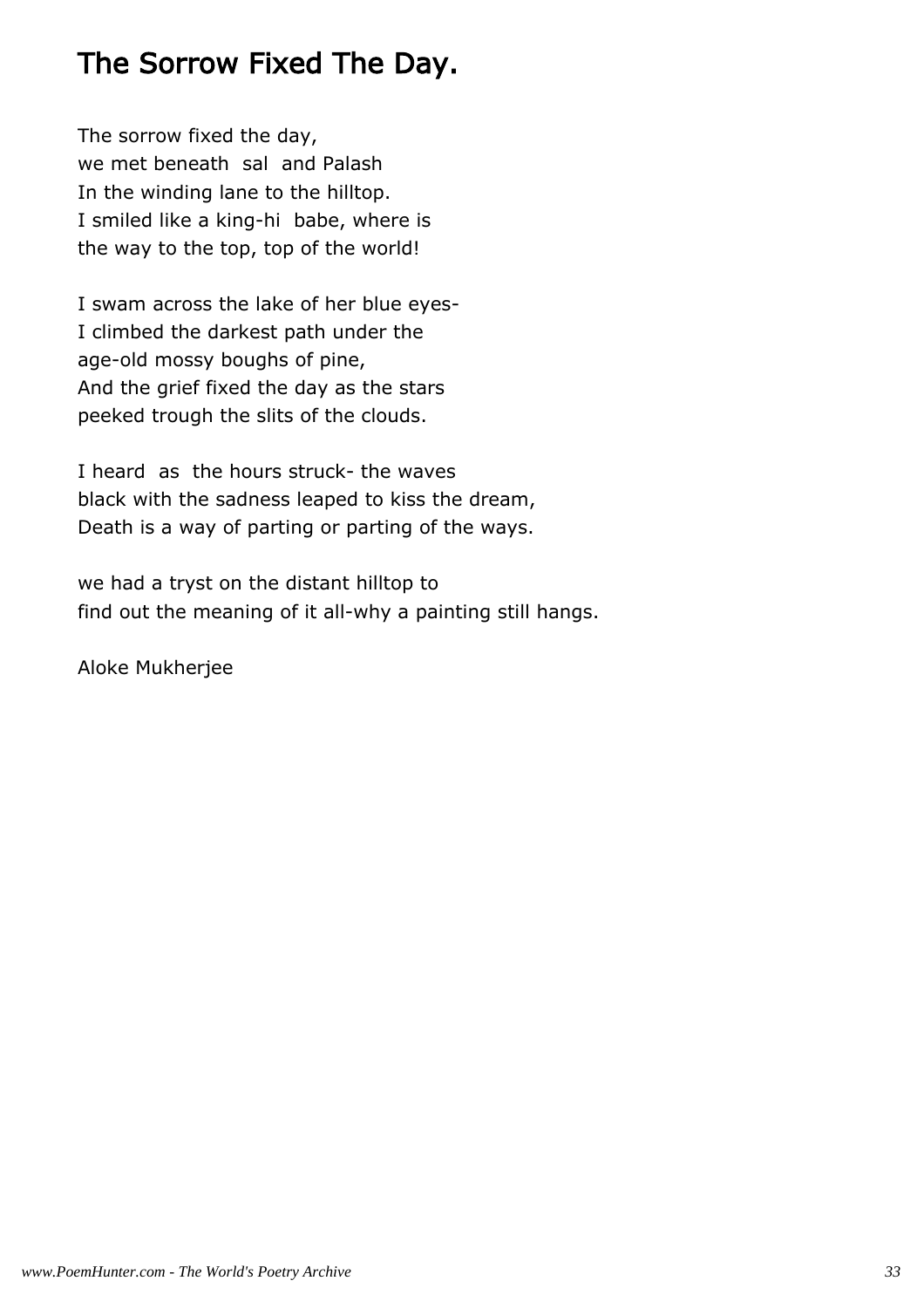# The Sorrow Fixed The Day.

The sorrow fixed the day,
we met beneath sal and Palash
In the winding lane to the hilltop.
I smiled like a king-hi babe, where is
the way to the top, top of the world!

I swam across the lake of her blue eyes-
I climbed the darkest path under the
age-old mossy boughs of pine,
And the grief fixed the day as the stars
peeked trough the slits of the clouds.

I heard as the hours struck- the waves
black with the sadness leaped to kiss the dream,
Death is a way of parting or parting of the ways.

we had a tryst on the distant hilltop to
find out the meaning of it all-why a painting still hangs.

Aloke Mukherjee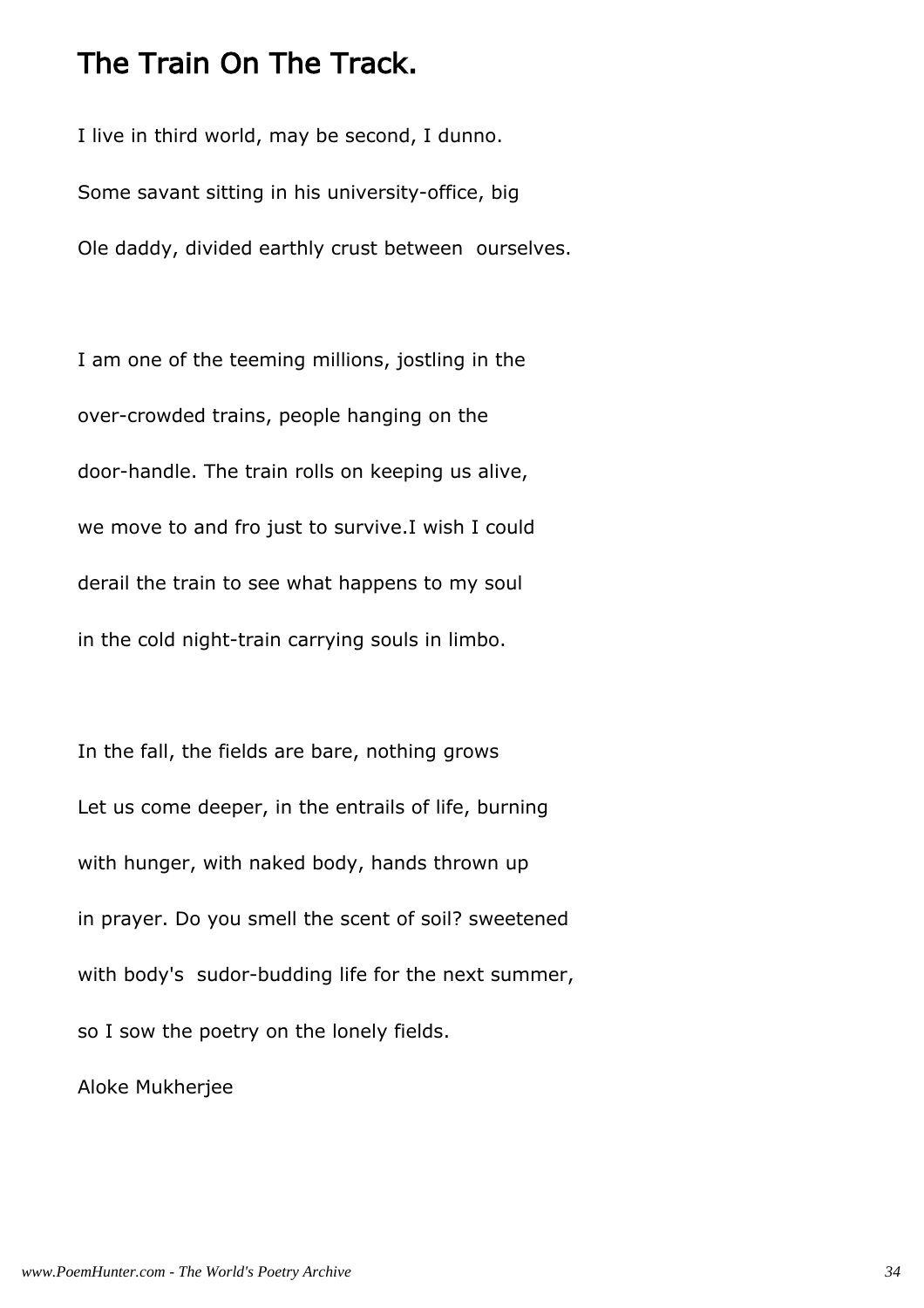# The Train On The Track.

I live in third world, may be second, I dunno.

Some savant sitting in his university-office, big

Ole daddy, divided earthly crust between  ourselves.

I am one of the teeming millions, jostling in the

over-crowded trains, people hanging on the

door-handle. The train rolls on keeping us alive,

we move to and fro just to survive.I wish I could

derail the train to see what happens to my soul

in the cold night-train carrying souls in limbo.

In the fall, the fields are bare, nothing grows

Let us come deeper, in the entrails of life, burning

with hunger, with naked body, hands thrown up

in prayer. Do you smell the scent of soil? sweetened

with body's  sudor-budding life for the next summer,

so I sow the poetry on the lonely fields.

Aloke Mukherjee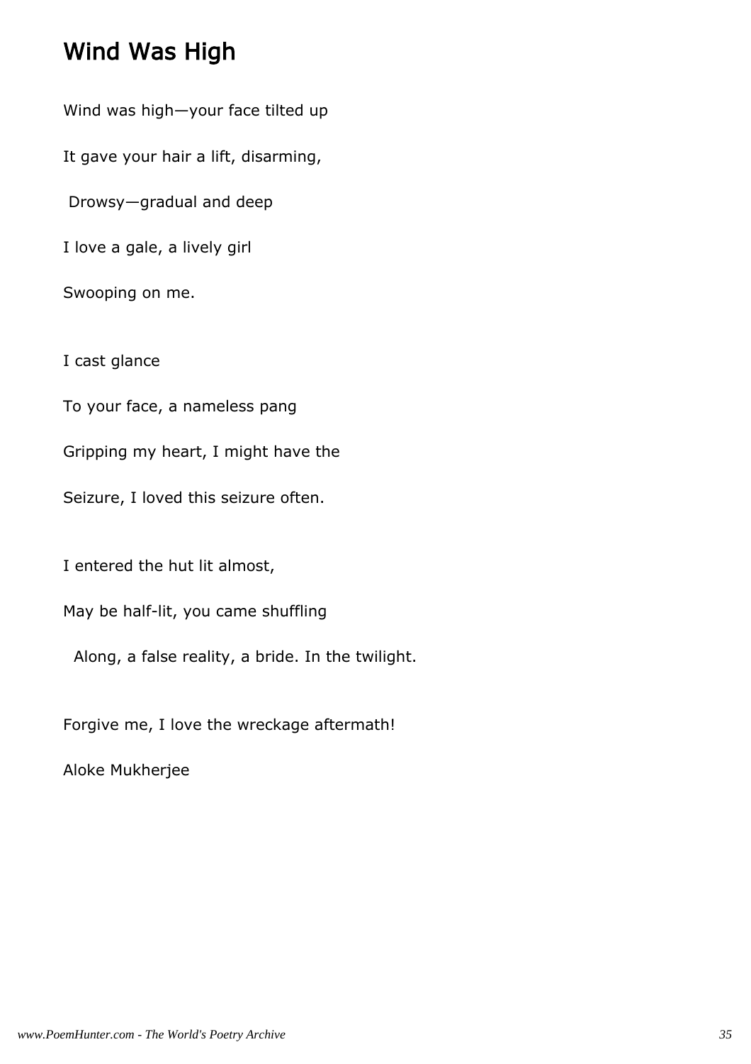# Wind Was High

Wind was high—your face tilted up

It gave your hair a lift, disarming,

Drowsy—gradual and deep

I love a gale, a lively girl

Swooping on me.

I cast glance

To your face, a nameless pang

Gripping my heart, I might have the

Seizure, I loved this seizure often.

I entered the hut lit almost,

May be half-lit, you came shuffling

Along, a false reality, a bride. In the twilight.

Forgive me, I love the wreckage aftermath!

Aloke Mukherjee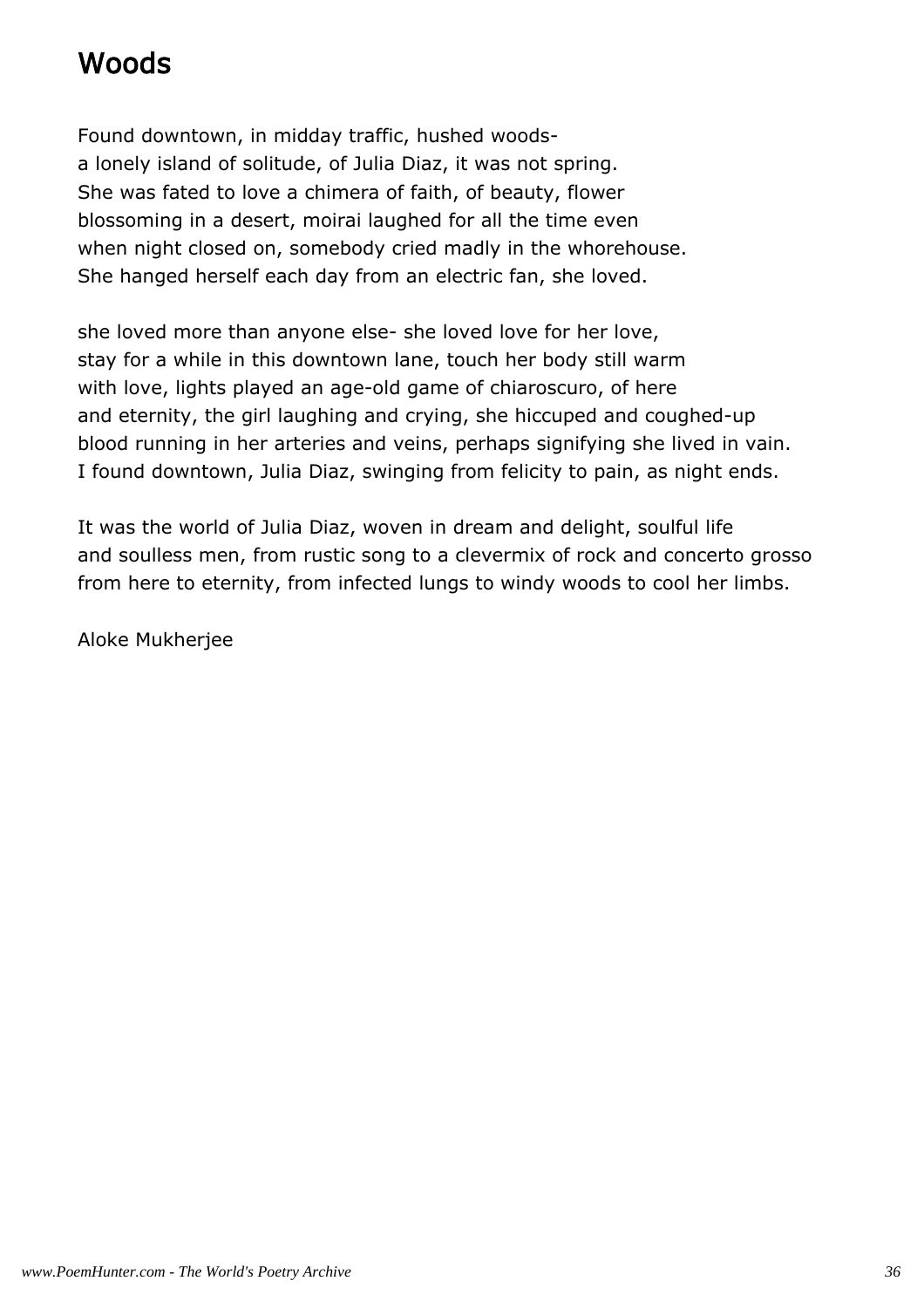# Woods

Found downtown, in midday traffic, hushed woods-
a lonely island of solitude, of Julia Diaz, it was not spring.
She was fated to love a chimera of faith, of beauty, flower
blossoming in a desert, moirai laughed for all the time even
when night closed on, somebody cried madly in the whorehouse.
She hanged herself each day from an electric fan, she loved.

she loved more than anyone else- she loved love for her love,
stay for a while in this downtown lane, touch her body still warm
with love, lights played an age-old game of chiaroscuro, of here
and eternity, the girl laughing and crying, she hiccuped and coughed-up
blood running in her arteries and veins, perhaps signifying she lived in vain.
I found downtown, Julia Diaz, swinging from felicity to pain, as night ends.

It was the world of Julia Diaz, woven in dream and delight, soulful life
and soulless men, from rustic song to a clevermix of rock and concerto grosso
from here to eternity, from infected lungs to windy woods to cool her limbs.

Aloke Mukherjee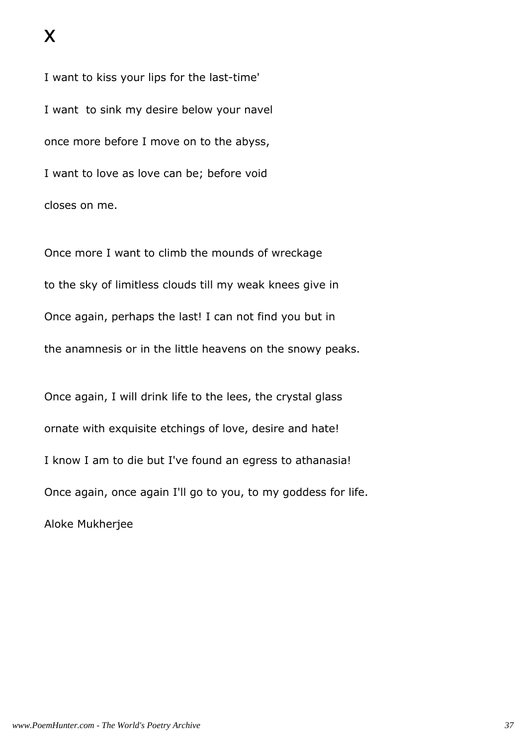# X

I want to kiss your lips for the last-time'

I want  to sink my desire below your navel

once more before I move on to the abyss,

I want to love as love can be; before void

closes on me.

Once more I want to climb the mounds of wreckage

to the sky of limitless clouds till my weak knees give in

Once again, perhaps the last! I can not find you but in

the anamnesis or in the little heavens on the snowy peaks.

Once again, I will drink life to the lees, the crystal glass

ornate with exquisite etchings of love, desire and hate!

I know I am to die but I've found an egress to athanasia!

Once again, once again I'll go to you, to my goddess for life.

Aloke Mukherjee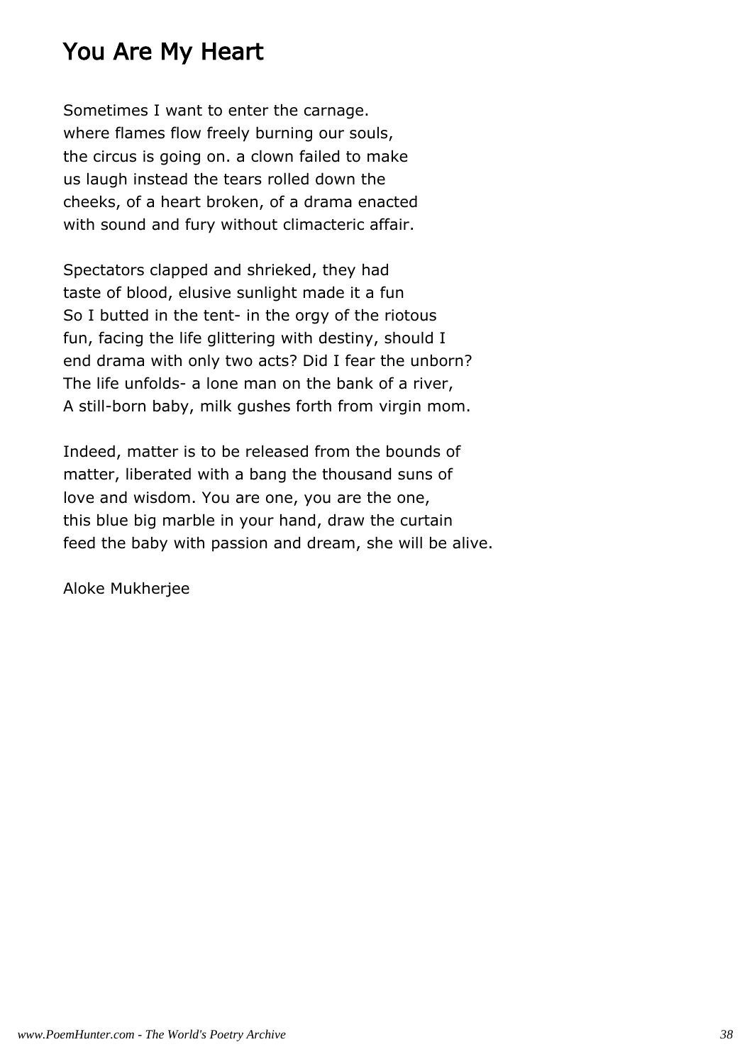# You Are My Heart

Sometimes I want to enter the carnage.  
where flames flow freely burning our souls,  
the circus is going on. a clown failed to make  
us laugh instead the tears rolled down the  
cheeks, of a heart broken, of a drama enacted  
with sound and fury without climacteric affair.

Spectators clapped and shrieked, they had  
taste of blood, elusive sunlight made it a fun  
So I butted in the tent- in the orgy of the riotous  
fun, facing the life glittering with destiny, should I  
end drama with only two acts? Did I fear the unborn?  
The life unfolds- a lone man on the bank of a river,  
A still-born baby, milk gushes forth from virgin mom.

Indeed, matter is to be released from the bounds of  
matter, liberated with a bang the thousand suns of  
love and wisdom. You are one, you are the one,  
this blue big marble in your hand, draw the curtain  
feed the baby with passion and dream, she will be alive.

Aloke Mukherjee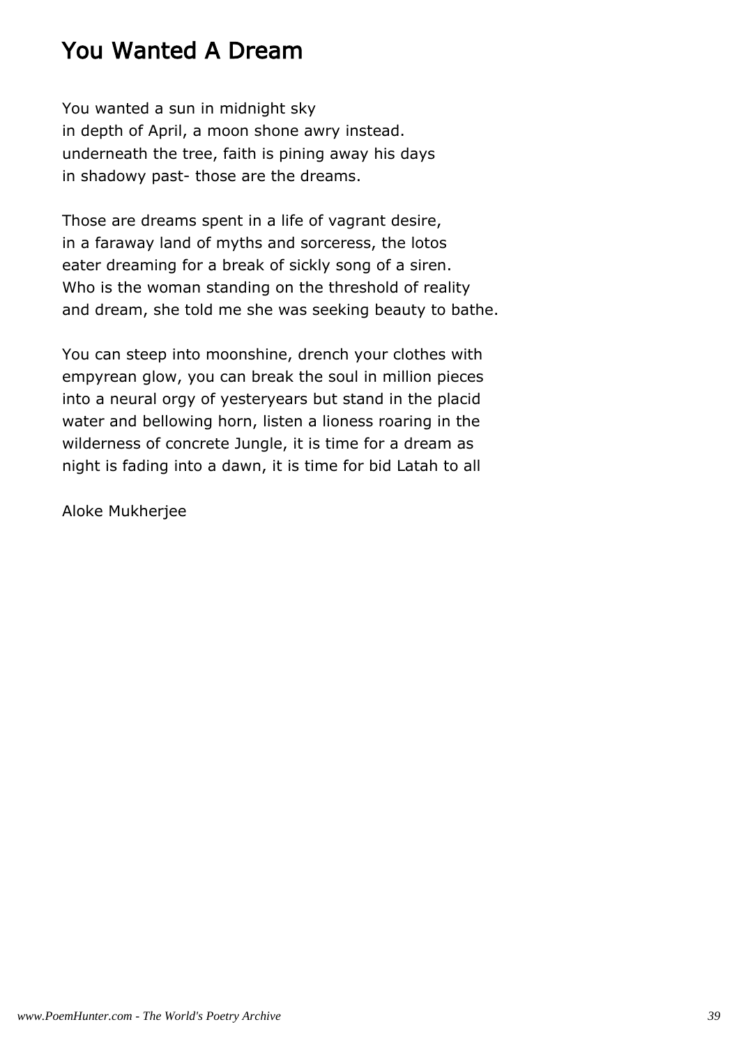# You Wanted A Dream

You wanted a sun in midnight sky
in depth of April, a moon shone awry instead.
underneath the tree, faith is pining away his days
in shadowy past- those are the dreams.

Those are dreams spent in a life of vagrant desire,
in a faraway land of myths and sorceress, the lotos
eater dreaming for a break of sickly song of a siren.
Who is the woman standing on the threshold of reality
and dream, she told me she was seeking beauty to bathe.

You can steep into moonshine, drench your clothes with
empyrean glow, you can break the soul in million pieces
into a neural orgy of yesteryears but stand in the placid
water and bellowing horn, listen a lioness roaring in the
wilderness of concrete Jungle, it is time for a dream as
night is fading into a dawn, it is time for bid Latah to all

Aloke Mukherjee